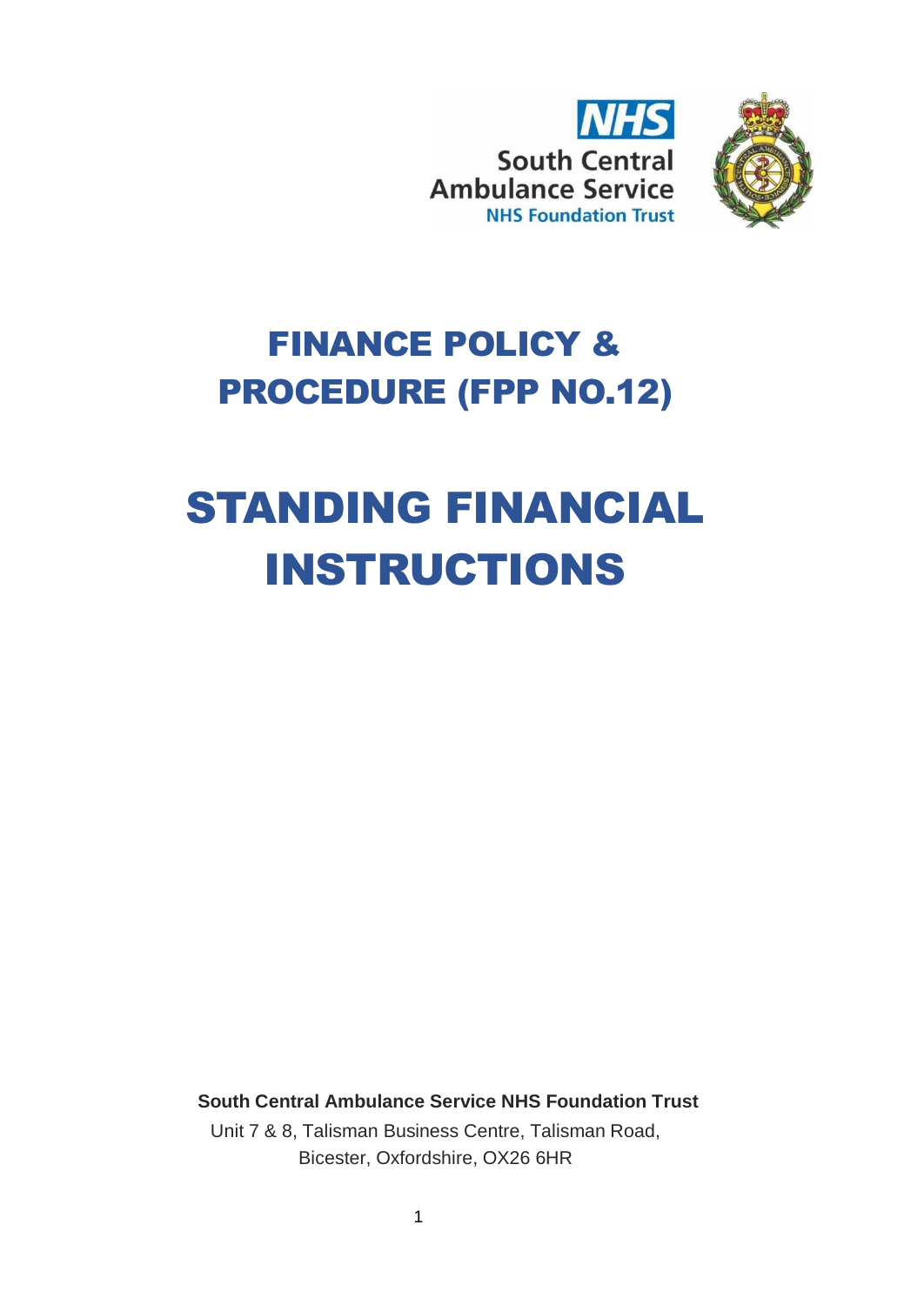NHS

South Central Ambulance Service

NHS Foundation Trust

# FINANCE POLICY & PROCEDURE (FPP NO.12)

# STANDING FINANCIAL INSTRUCTIONS

**South Central Ambulance Service NHS Foundation Trust**

Unit 7 & 8, Talisman Business Centre, Talisman Road,
Bicester, Oxfordshire, OX26 6HR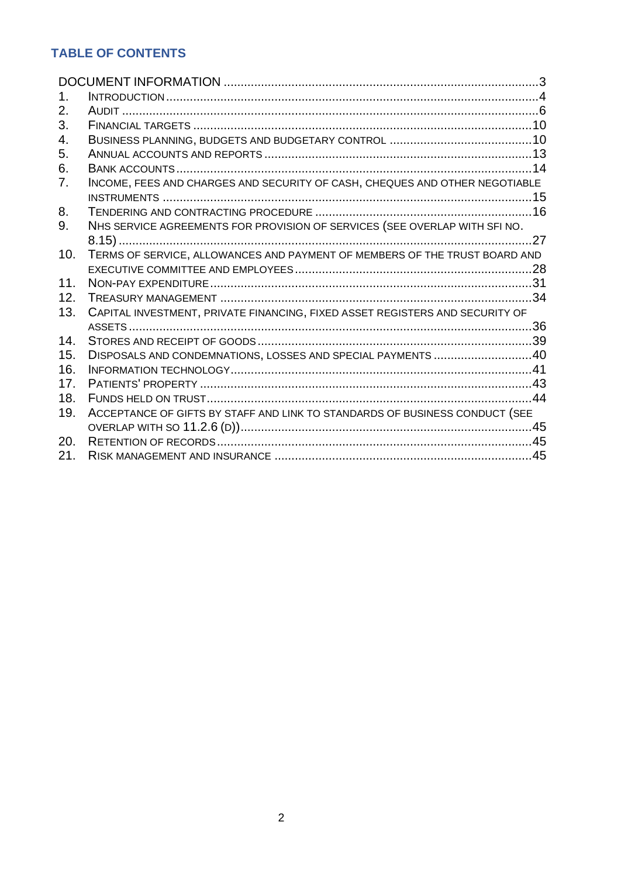## TABLE OF CONTENTS

DOCUMENT INFORMATION .......... 3

1. INTRODUCTION .......... 4
2. AUDIT .......... 6
3. FINANCIAL TARGETS .......... 10
4. BUSINESS PLANNING, BUDGETS AND BUDGETARY CONTROL .......... 10
5. ANNUAL ACCOUNTS AND REPORTS .......... 13
6. BANK ACCOUNTS .......... 14
7. INCOME, FEES AND CHARGES AND SECURITY OF CASH, CHEQUES AND OTHER NEGOTIABLE INSTRUMENTS .......... 15
8. TENDERING AND CONTRACTING PROCEDURE .......... 16
9. NHS SERVICE AGREEMENTS FOR PROVISION OF SERVICES (SEE OVERLAP WITH SFI NO. 8.15) .......... 27
10. TERMS OF SERVICE, ALLOWANCES AND PAYMENT OF MEMBERS OF THE TRUST BOARD AND EXECUTIVE COMMITTEE AND EMPLOYEES .......... 28
11. NON-PAY EXPENDITURE .......... 31
12. TREASURY MANAGEMENT .......... 34
13. CAPITAL INVESTMENT, PRIVATE FINANCING, FIXED ASSET REGISTERS AND SECURITY OF ASSETS .......... 36
14. STORES AND RECEIPT OF GOODS .......... 39
15. DISPOSALS AND CONDEMNATIONS, LOSSES AND SPECIAL PAYMENTS .......... 40
16. INFORMATION TECHNOLOGY .......... 41
17. PATIENTS' PROPERTY .......... 43
18. FUNDS HELD ON TRUST .......... 44
19. ACCEPTANCE OF GIFTS BY STAFF AND LINK TO STANDARDS OF BUSINESS CONDUCT (SEE OVERLAP WITH SO 11.2.6 (D)) .......... 45
20. RETENTION OF RECORDS .......... 45
21. RISK MANAGEMENT AND INSURANCE .......... 45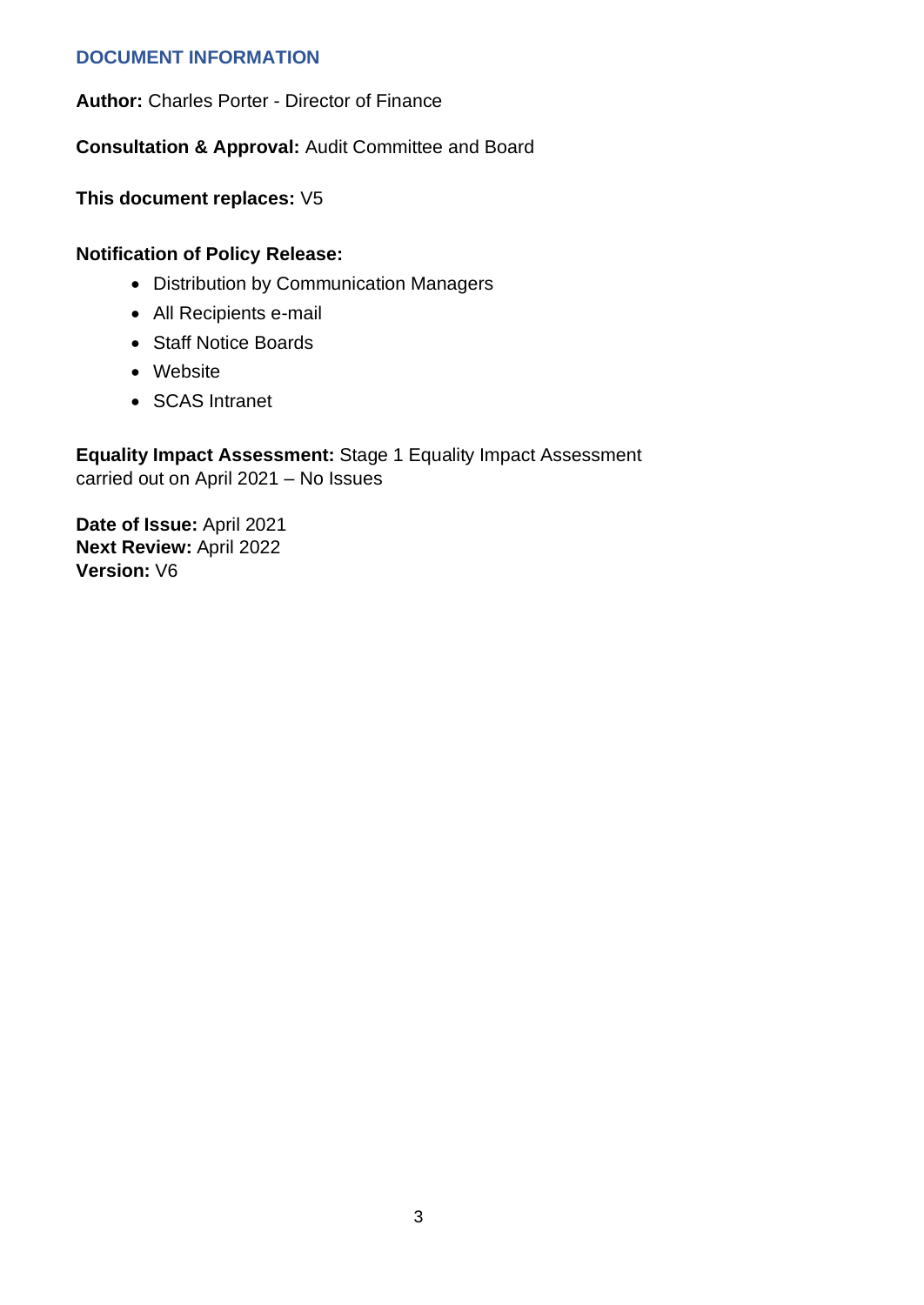## DOCUMENT INFORMATION

**Author:** Charles Porter - Director of Finance

**Consultation & Approval:** Audit Committee and Board

**This document replaces:** V5

**Notification of Policy Release:**

- Distribution by Communication Managers
- All Recipients e-mail
- Staff Notice Boards
- Website
- SCAS Intranet

**Equality Impact Assessment:** Stage 1 Equality Impact Assessment carried out on April 2021 – No Issues

**Date of Issue:** April 2021
**Next Review:** April 2022
**Version:** V6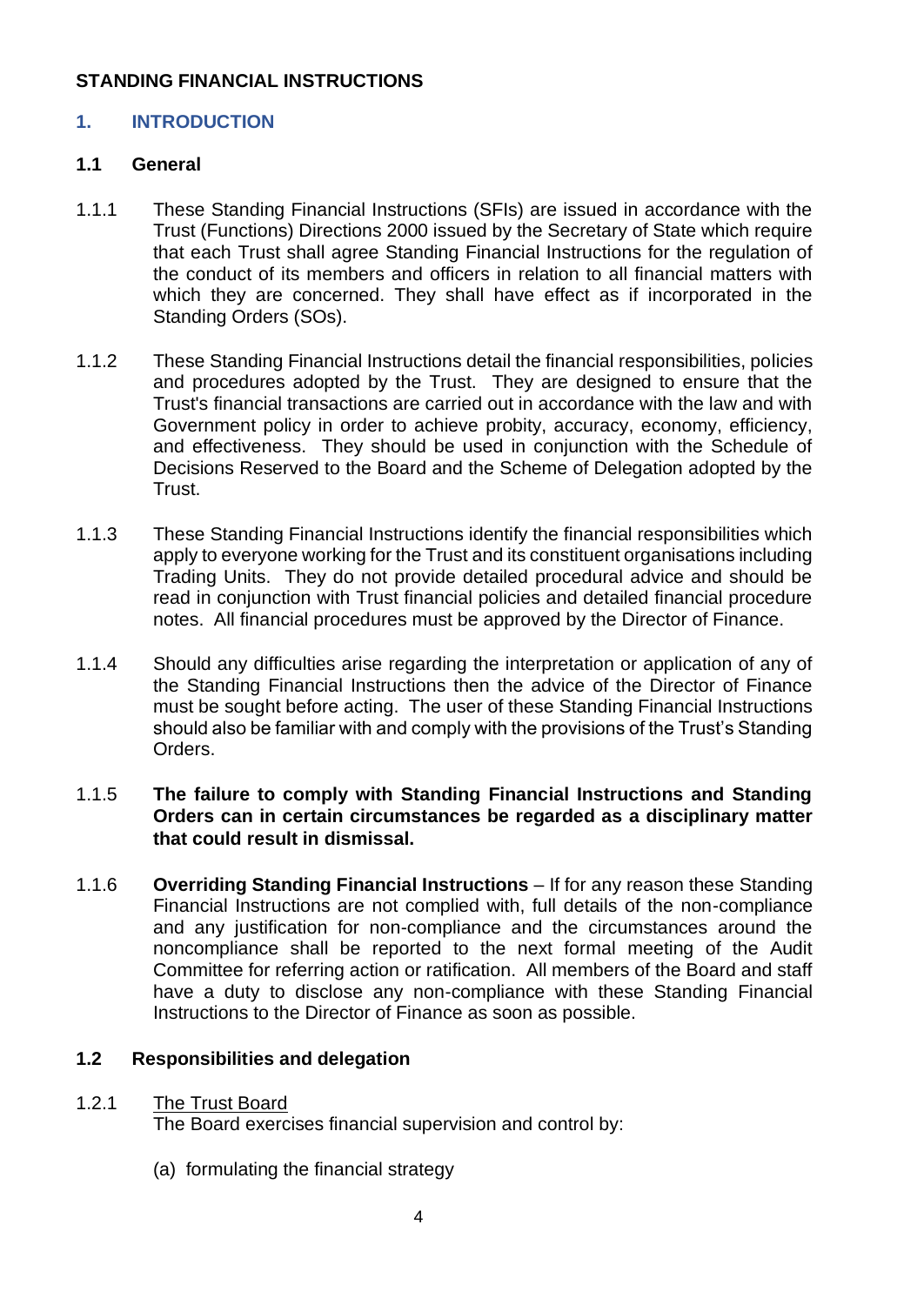**STANDING FINANCIAL INSTRUCTIONS**

## 1. INTRODUCTION

### 1.1 General

1.1.1 These Standing Financial Instructions (SFIs) are issued in accordance with the Trust (Functions) Directions 2000 issued by the Secretary of State which require that each Trust shall agree Standing Financial Instructions for the regulation of the conduct of its members and officers in relation to all financial matters with which they are concerned. They shall have effect as if incorporated in the Standing Orders (SOs).

1.1.2 These Standing Financial Instructions detail the financial responsibilities, policies and procedures adopted by the Trust. They are designed to ensure that the Trust's financial transactions are carried out in accordance with the law and with Government policy in order to achieve probity, accuracy, economy, efficiency, and effectiveness. They should be used in conjunction with the Schedule of Decisions Reserved to the Board and the Scheme of Delegation adopted by the Trust.

1.1.3 These Standing Financial Instructions identify the financial responsibilities which apply to everyone working for the Trust and its constituent organisations including Trading Units. They do not provide detailed procedural advice and should be read in conjunction with Trust financial policies and detailed financial procedure notes. All financial procedures must be approved by the Director of Finance.

1.1.4 Should any difficulties arise regarding the interpretation or application of any of the Standing Financial Instructions then the advice of the Director of Finance must be sought before acting. The user of these Standing Financial Instructions should also be familiar with and comply with the provisions of the Trust's Standing Orders.

1.1.5 **The failure to comply with Standing Financial Instructions and Standing Orders can in certain circumstances be regarded as a disciplinary matter that could result in dismissal.**

1.1.6 **Overriding Standing Financial Instructions** – If for any reason these Standing Financial Instructions are not complied with, full details of the non-compliance and any justification for non-compliance and the circumstances around the noncompliance shall be reported to the next formal meeting of the Audit Committee for referring action or ratification. All members of the Board and staff have a duty to disclose any non-compliance with these Standing Financial Instructions to the Director of Finance as soon as possible.

### 1.2 Responsibilities and delegation

1.2.1 <u>The Trust Board</u>
The Board exercises financial supervision and control by:

(a) formulating the financial strategy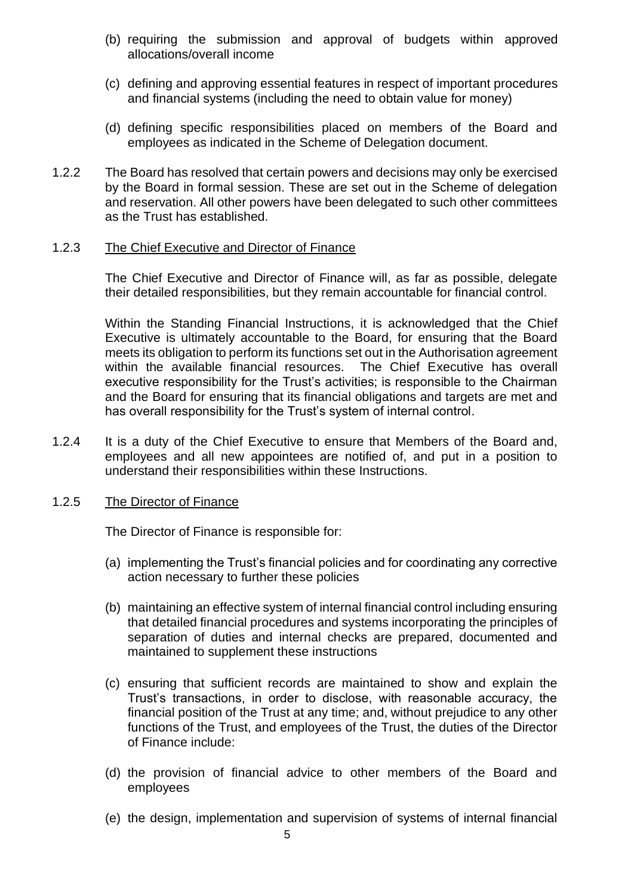(b) requiring the submission and approval of budgets within approved allocations/overall income

(c) defining and approving essential features in respect of important procedures and financial systems (including the need to obtain value for money)

(d) defining specific responsibilities placed on members of the Board and employees as indicated in the Scheme of Delegation document.

1.2.2 The Board has resolved that certain powers and decisions may only be exercised by the Board in formal session. These are set out in the Scheme of delegation and reservation. All other powers have been delegated to such other committees as the Trust has established.

1.2.3 The Chief Executive and Director of Finance

The Chief Executive and Director of Finance will, as far as possible, delegate their detailed responsibilities, but they remain accountable for financial control.

Within the Standing Financial Instructions, it is acknowledged that the Chief Executive is ultimately accountable to the Board, for ensuring that the Board meets its obligation to perform its functions set out in the Authorisation agreement within the available financial resources. The Chief Executive has overall executive responsibility for the Trust's activities; is responsible to the Chairman and the Board for ensuring that its financial obligations and targets are met and has overall responsibility for the Trust's system of internal control.

1.2.4 It is a duty of the Chief Executive to ensure that Members of the Board and, employees and all new appointees are notified of, and put in a position to understand their responsibilities within these Instructions.

1.2.5 The Director of Finance

The Director of Finance is responsible for:

(a) implementing the Trust's financial policies and for coordinating any corrective action necessary to further these policies

(b) maintaining an effective system of internal financial control including ensuring that detailed financial procedures and systems incorporating the principles of separation of duties and internal checks are prepared, documented and maintained to supplement these instructions

(c) ensuring that sufficient records are maintained to show and explain the Trust's transactions, in order to disclose, with reasonable accuracy, the financial position of the Trust at any time; and, without prejudice to any other functions of the Trust, and employees of the Trust, the duties of the Director of Finance include:

(d) the provision of financial advice to other members of the Board and employees

(e) the design, implementation and supervision of systems of internal financial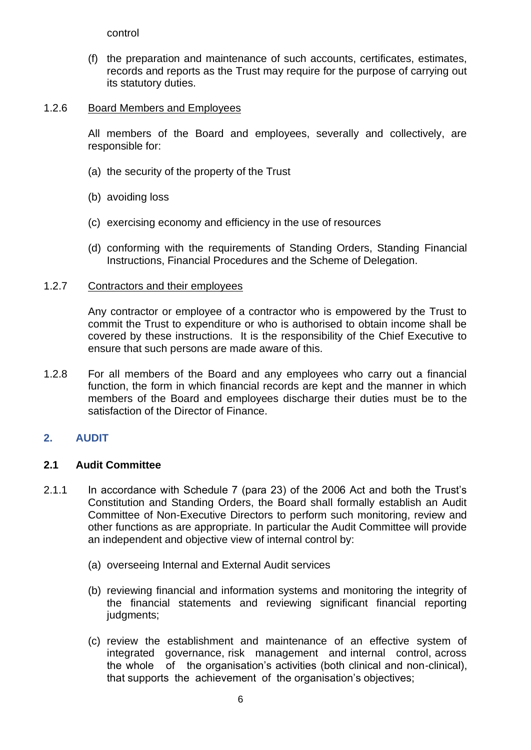control

(f) the preparation and maintenance of such accounts, certificates, estimates, records and reports as the Trust may require for the purpose of carrying out its statutory duties.

1.2.6 Board Members and Employees

All members of the Board and employees, severally and collectively, are responsible for:

(a) the security of the property of the Trust

(b) avoiding loss

(c) exercising economy and efficiency in the use of resources

(d) conforming with the requirements of Standing Orders, Standing Financial Instructions, Financial Procedures and the Scheme of Delegation.

1.2.7 Contractors and their employees

Any contractor or employee of a contractor who is empowered by the Trust to commit the Trust to expenditure or who is authorised to obtain income shall be covered by these instructions. It is the responsibility of the Chief Executive to ensure that such persons are made aware of this.

1.2.8 For all members of the Board and any employees who carry out a financial function, the form in which financial records are kept and the manner in which members of the Board and employees discharge their duties must be to the satisfaction of the Director of Finance.

## 2. AUDIT

### 2.1 Audit Committee

2.1.1 In accordance with Schedule 7 (para 23) of the 2006 Act and both the Trust's Constitution and Standing Orders, the Board shall formally establish an Audit Committee of Non-Executive Directors to perform such monitoring, review and other functions as are appropriate. In particular the Audit Committee will provide an independent and objective view of internal control by:

(a) overseeing Internal and External Audit services

(b) reviewing financial and information systems and monitoring the integrity of the financial statements and reviewing significant financial reporting judgments;

(c) review the establishment and maintenance of an effective system of integrated governance, risk management and internal control, across the whole of the organisation's activities (both clinical and non-clinical), that supports the achievement of the organisation's objectives;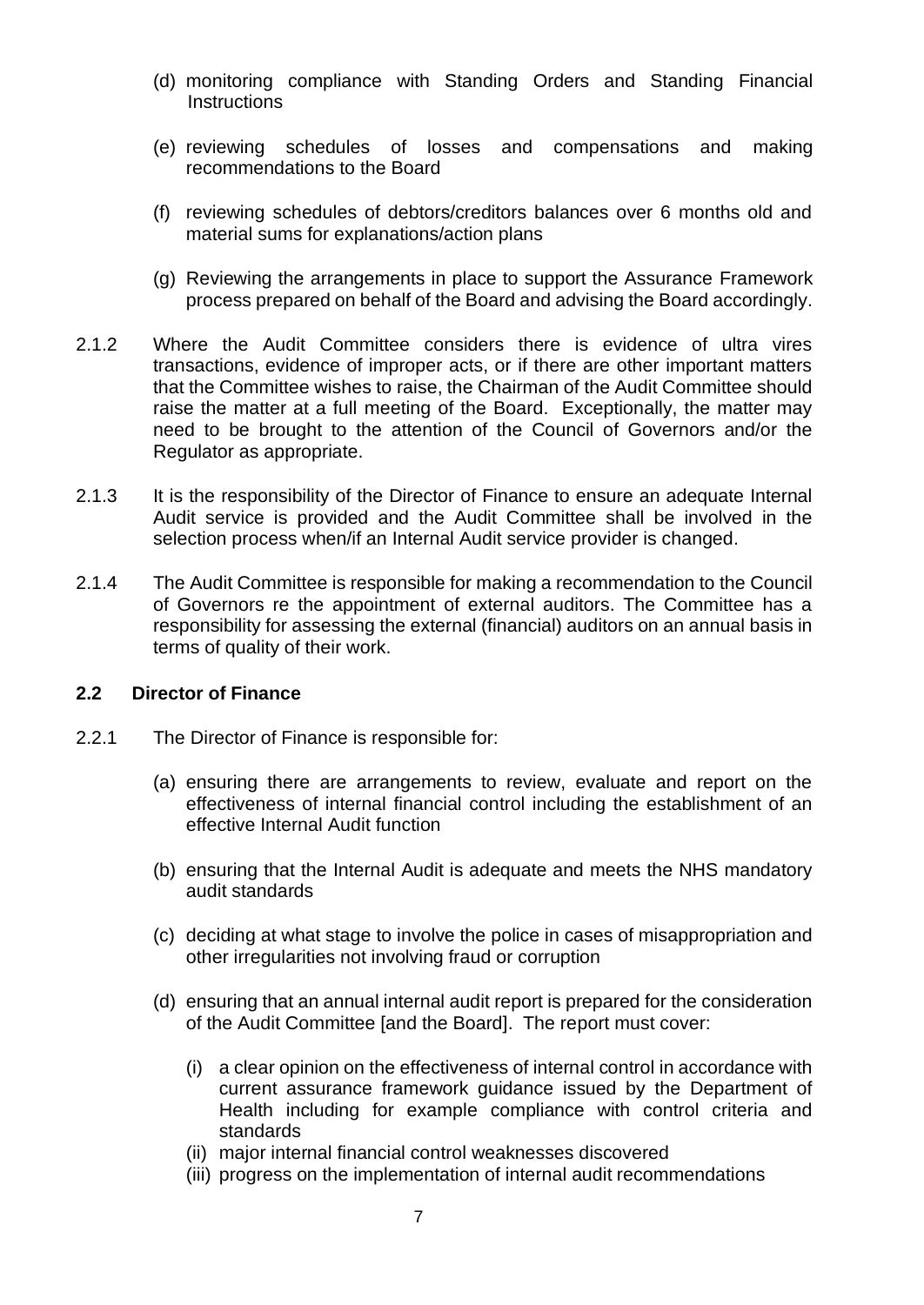(d) monitoring compliance with Standing Orders and Standing Financial Instructions

(e) reviewing schedules of losses and compensations and making recommendations to the Board

(f) reviewing schedules of debtors/creditors balances over 6 months old and material sums for explanations/action plans

(g) Reviewing the arrangements in place to support the Assurance Framework process prepared on behalf of the Board and advising the Board accordingly.

2.1.2 Where the Audit Committee considers there is evidence of ultra vires transactions, evidence of improper acts, or if there are other important matters that the Committee wishes to raise, the Chairman of the Audit Committee should raise the matter at a full meeting of the Board. Exceptionally, the matter may need to be brought to the attention of the Council of Governors and/or the Regulator as appropriate.

2.1.3 It is the responsibility of the Director of Finance to ensure an adequate Internal Audit service is provided and the Audit Committee shall be involved in the selection process when/if an Internal Audit service provider is changed.

2.1.4 The Audit Committee is responsible for making a recommendation to the Council of Governors re the appointment of external auditors. The Committee has a responsibility for assessing the external (financial) auditors on an annual basis in terms of quality of their work.

## 2.2 Director of Finance

2.2.1 The Director of Finance is responsible for:

(a) ensuring there are arrangements to review, evaluate and report on the effectiveness of internal financial control including the establishment of an effective Internal Audit function

(b) ensuring that the Internal Audit is adequate and meets the NHS mandatory audit standards

(c) deciding at what stage to involve the police in cases of misappropriation and other irregularities not involving fraud or corruption

(d) ensuring that an annual internal audit report is prepared for the consideration of the Audit Committee [and the Board]. The report must cover:

(i) a clear opinion on the effectiveness of internal control in accordance with current assurance framework guidance issued by the Department of Health including for example compliance with control criteria and standards
(ii) major internal financial control weaknesses discovered
(iii) progress on the implementation of internal audit recommendations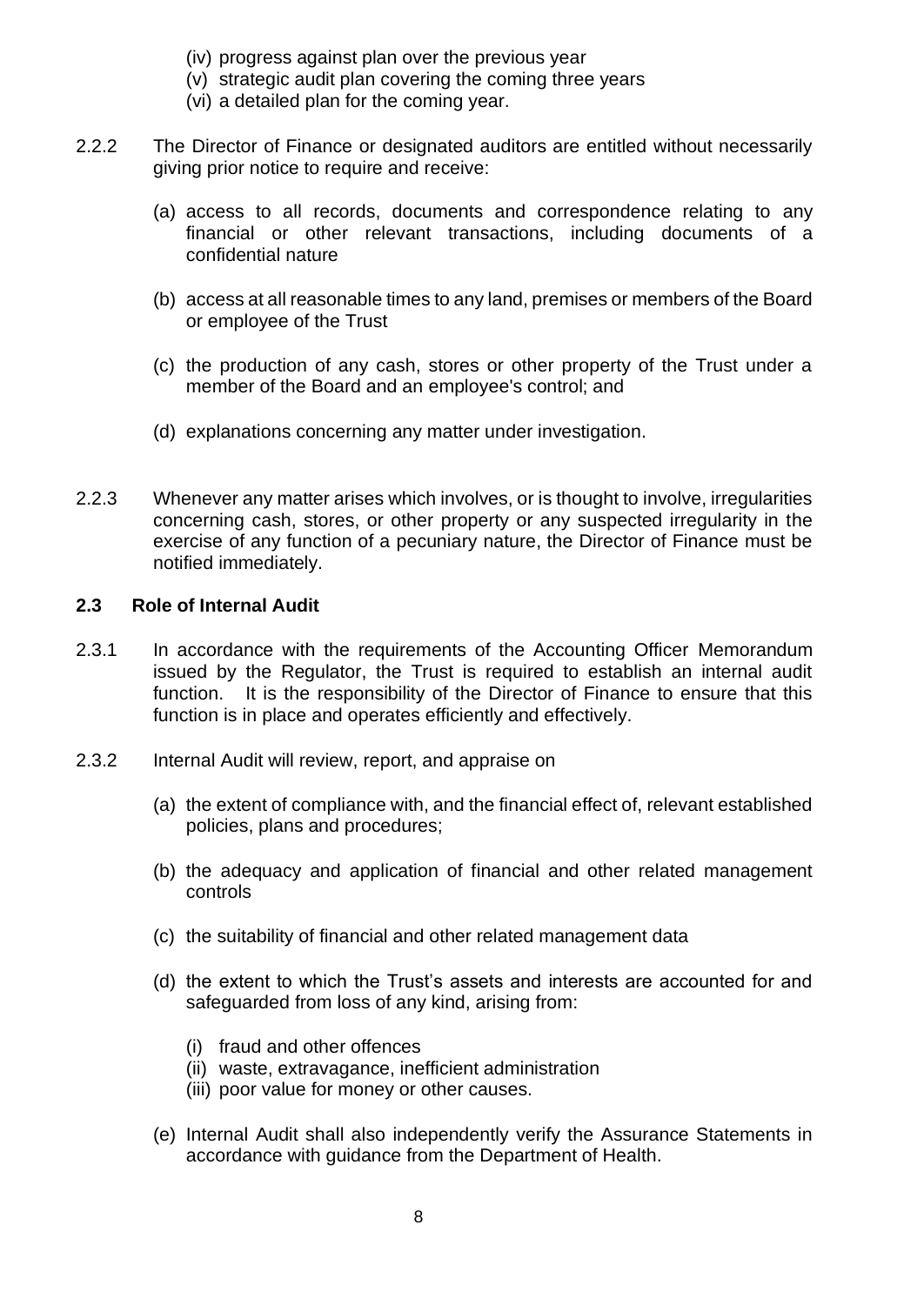(iv) progress against plan over the previous year
(v) strategic audit plan covering the coming three years
(vi) a detailed plan for the coming year.

2.2.2 The Director of Finance or designated auditors are entitled without necessarily giving prior notice to require and receive:

(a) access to all records, documents and correspondence relating to any financial or other relevant transactions, including documents of a confidential nature

(b) access at all reasonable times to any land, premises or members of the Board or employee of the Trust

(c) the production of any cash, stores or other property of the Trust under a member of the Board and an employee's control; and

(d) explanations concerning any matter under investigation.

2.2.3 Whenever any matter arises which involves, or is thought to involve, irregularities concerning cash, stores, or other property or any suspected irregularity in the exercise of any function of a pecuniary nature, the Director of Finance must be notified immediately.

### 2.3 Role of Internal Audit

2.3.1 In accordance with the requirements of the Accounting Officer Memorandum issued by the Regulator, the Trust is required to establish an internal audit function. It is the responsibility of the Director of Finance to ensure that this function is in place and operates efficiently and effectively.

2.3.2 Internal Audit will review, report, and appraise on

(a) the extent of compliance with, and the financial effect of, relevant established policies, plans and procedures;

(b) the adequacy and application of financial and other related management controls

(c) the suitability of financial and other related management data

(d) the extent to which the Trust's assets and interests are accounted for and safeguarded from loss of any kind, arising from:

(i) fraud and other offences
(ii) waste, extravagance, inefficient administration
(iii) poor value for money or other causes.

(e) Internal Audit shall also independently verify the Assurance Statements in accordance with guidance from the Department of Health.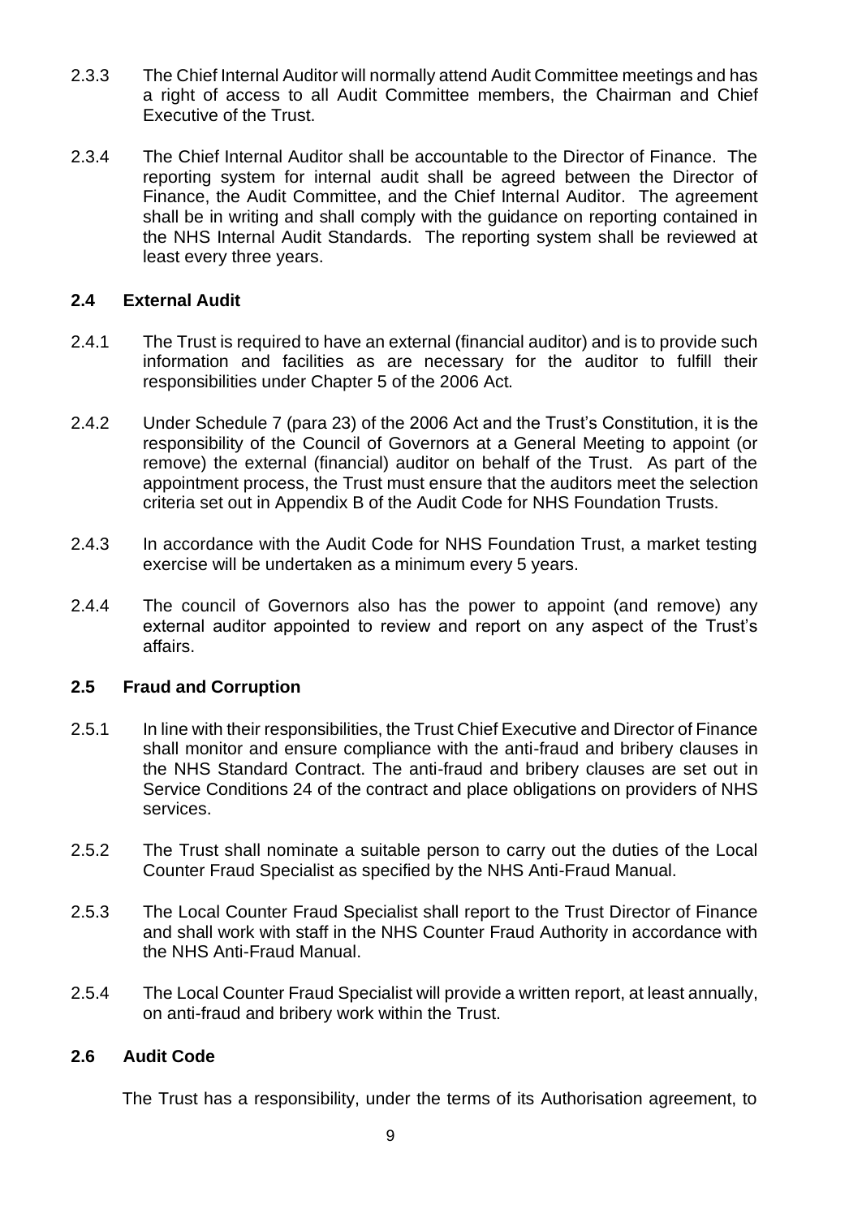2.3.3 The Chief Internal Auditor will normally attend Audit Committee meetings and has a right of access to all Audit Committee members, the Chairman and Chief Executive of the Trust.

2.3.4 The Chief Internal Auditor shall be accountable to the Director of Finance. The reporting system for internal audit shall be agreed between the Director of Finance, the Audit Committee, and the Chief Internal Auditor. The agreement shall be in writing and shall comply with the guidance on reporting contained in the NHS Internal Audit Standards. The reporting system shall be reviewed at least every three years.

### 2.4 External Audit

2.4.1 The Trust is required to have an external (financial auditor) and is to provide such information and facilities as are necessary for the auditor to fulfill their responsibilities under Chapter 5 of the 2006 Act.

2.4.2 Under Schedule 7 (para 23) of the 2006 Act and the Trust's Constitution, it is the responsibility of the Council of Governors at a General Meeting to appoint (or remove) the external (financial) auditor on behalf of the Trust. As part of the appointment process, the Trust must ensure that the auditors meet the selection criteria set out in Appendix B of the Audit Code for NHS Foundation Trusts.

2.4.3 In accordance with the Audit Code for NHS Foundation Trust, a market testing exercise will be undertaken as a minimum every 5 years.

2.4.4 The council of Governors also has the power to appoint (and remove) any external auditor appointed to review and report on any aspect of the Trust's affairs.

### 2.5 Fraud and Corruption

2.5.1 In line with their responsibilities, the Trust Chief Executive and Director of Finance shall monitor and ensure compliance with the anti-fraud and bribery clauses in the NHS Standard Contract. The anti-fraud and bribery clauses are set out in Service Conditions 24 of the contract and place obligations on providers of NHS services.

2.5.2 The Trust shall nominate a suitable person to carry out the duties of the Local Counter Fraud Specialist as specified by the NHS Anti-Fraud Manual.

2.5.3 The Local Counter Fraud Specialist shall report to the Trust Director of Finance and shall work with staff in the NHS Counter Fraud Authority in accordance with the NHS Anti-Fraud Manual.

2.5.4 The Local Counter Fraud Specialist will provide a written report, at least annually, on anti-fraud and bribery work within the Trust.

### 2.6 Audit Code

The Trust has a responsibility, under the terms of its Authorisation agreement, to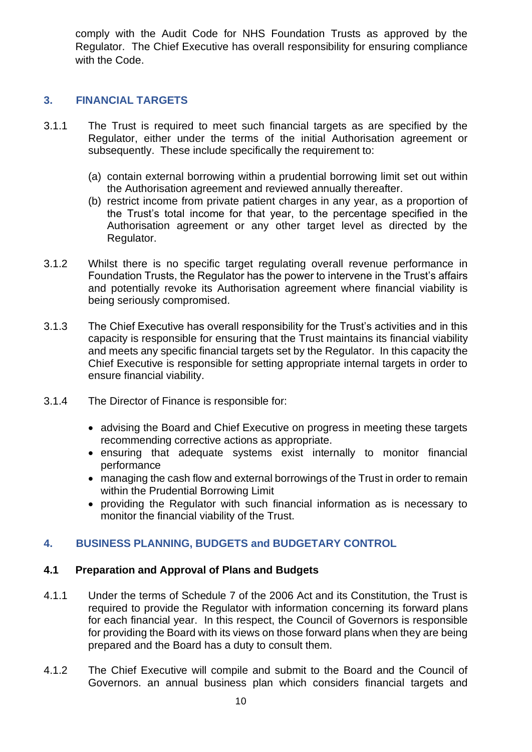comply with the Audit Code for NHS Foundation Trusts as approved by the Regulator. The Chief Executive has overall responsibility for ensuring compliance with the Code.

## 3. FINANCIAL TARGETS

3.1.1 The Trust is required to meet such financial targets as are specified by the Regulator, either under the terms of the initial Authorisation agreement or subsequently. These include specifically the requirement to:

(a) contain external borrowing within a prudential borrowing limit set out within the Authorisation agreement and reviewed annually thereafter.
(b) restrict income from private patient charges in any year, as a proportion of the Trust's total income for that year, to the percentage specified in the Authorisation agreement or any other target level as directed by the Regulator.

3.1.2 Whilst there is no specific target regulating overall revenue performance in Foundation Trusts, the Regulator has the power to intervene in the Trust's affairs and potentially revoke its Authorisation agreement where financial viability is being seriously compromised.

3.1.3 The Chief Executive has overall responsibility for the Trust's activities and in this capacity is responsible for ensuring that the Trust maintains its financial viability and meets any specific financial targets set by the Regulator. In this capacity the Chief Executive is responsible for setting appropriate internal targets in order to ensure financial viability.

3.1.4 The Director of Finance is responsible for:

- advising the Board and Chief Executive on progress in meeting these targets recommending corrective actions as appropriate.
- ensuring that adequate systems exist internally to monitor financial performance
- managing the cash flow and external borrowings of the Trust in order to remain within the Prudential Borrowing Limit
- providing the Regulator with such financial information as is necessary to monitor the financial viability of the Trust.

## 4. BUSINESS PLANNING, BUDGETS and BUDGETARY CONTROL

### 4.1 Preparation and Approval of Plans and Budgets

4.1.1 Under the terms of Schedule 7 of the 2006 Act and its Constitution, the Trust is required to provide the Regulator with information concerning its forward plans for each financial year. In this respect, the Council of Governors is responsible for providing the Board with its views on those forward plans when they are being prepared and the Board has a duty to consult them.

4.1.2 The Chief Executive will compile and submit to the Board and the Council of Governors. an annual business plan which considers financial targets and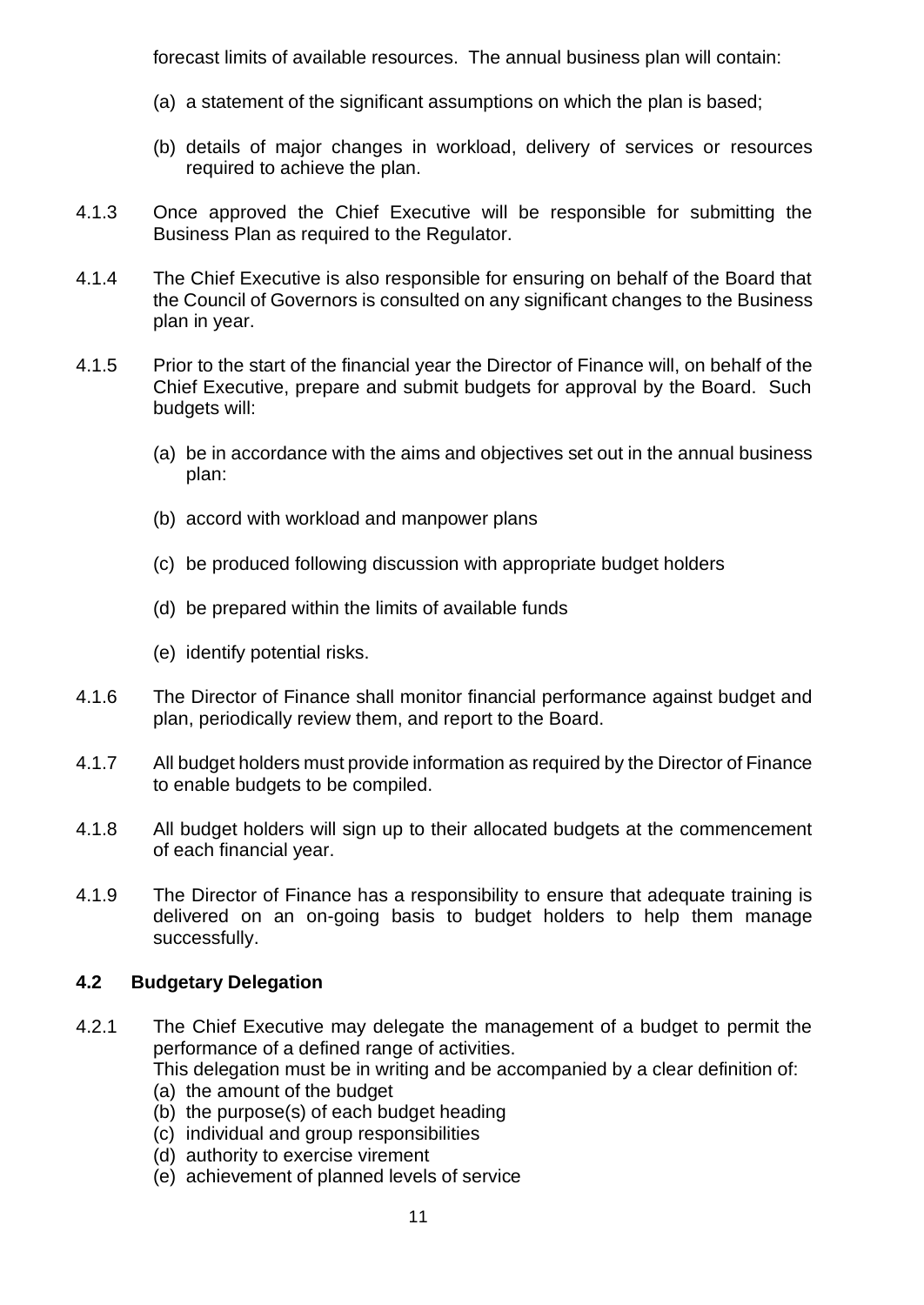forecast limits of available resources. The annual business plan will contain:

(a) a statement of the significant assumptions on which the plan is based;

(b) details of major changes in workload, delivery of services or resources required to achieve the plan.

4.1.3 Once approved the Chief Executive will be responsible for submitting the Business Plan as required to the Regulator.

4.1.4 The Chief Executive is also responsible for ensuring on behalf of the Board that the Council of Governors is consulted on any significant changes to the Business plan in year.

4.1.5 Prior to the start of the financial year the Director of Finance will, on behalf of the Chief Executive, prepare and submit budgets for approval by the Board. Such budgets will:

(a) be in accordance with the aims and objectives set out in the annual business plan:

(b) accord with workload and manpower plans

(c) be produced following discussion with appropriate budget holders

(d) be prepared within the limits of available funds

(e) identify potential risks.

4.1.6 The Director of Finance shall monitor financial performance against budget and plan, periodically review them, and report to the Board.

4.1.7 All budget holders must provide information as required by the Director of Finance to enable budgets to be compiled.

4.1.8 All budget holders will sign up to their allocated budgets at the commencement of each financial year.

4.1.9 The Director of Finance has a responsibility to ensure that adequate training is delivered on an on-going basis to budget holders to help them manage successfully.

### 4.2 Budgetary Delegation

4.2.1 The Chief Executive may delegate the management of a budget to permit the performance of a defined range of activities.
This delegation must be in writing and be accompanied by a clear definition of:
(a) the amount of the budget
(b) the purpose(s) of each budget heading
(c) individual and group responsibilities
(d) authority to exercise virement
(e) achievement of planned levels of service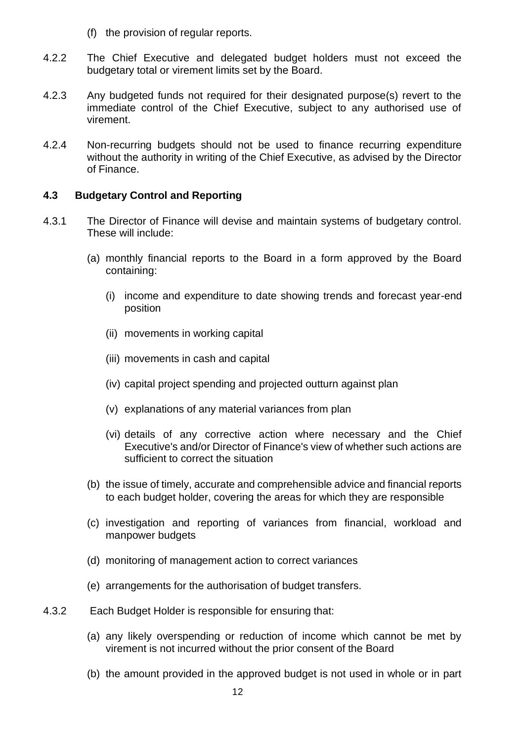(f) the provision of regular reports.

4.2.2 The Chief Executive and delegated budget holders must not exceed the budgetary total or virement limits set by the Board.

4.2.3 Any budgeted funds not required for their designated purpose(s) revert to the immediate control of the Chief Executive, subject to any authorised use of virement.

4.2.4 Non-recurring budgets should not be used to finance recurring expenditure without the authority in writing of the Chief Executive, as advised by the Director of Finance.

### 4.3 Budgetary Control and Reporting

4.3.1 The Director of Finance will devise and maintain systems of budgetary control. These will include:

(a) monthly financial reports to the Board in a form approved by the Board containing:

(i) income and expenditure to date showing trends and forecast year-end position

(ii) movements in working capital

(iii) movements in cash and capital

(iv) capital project spending and projected outturn against plan

(v) explanations of any material variances from plan

(vi) details of any corrective action where necessary and the Chief Executive's and/or Director of Finance's view of whether such actions are sufficient to correct the situation

(b) the issue of timely, accurate and comprehensible advice and financial reports to each budget holder, covering the areas for which they are responsible

(c) investigation and reporting of variances from financial, workload and manpower budgets

(d) monitoring of management action to correct variances

(e) arrangements for the authorisation of budget transfers.

4.3.2 Each Budget Holder is responsible for ensuring that:

(a) any likely overspending or reduction of income which cannot be met by virement is not incurred without the prior consent of the Board

(b) the amount provided in the approved budget is not used in whole or in part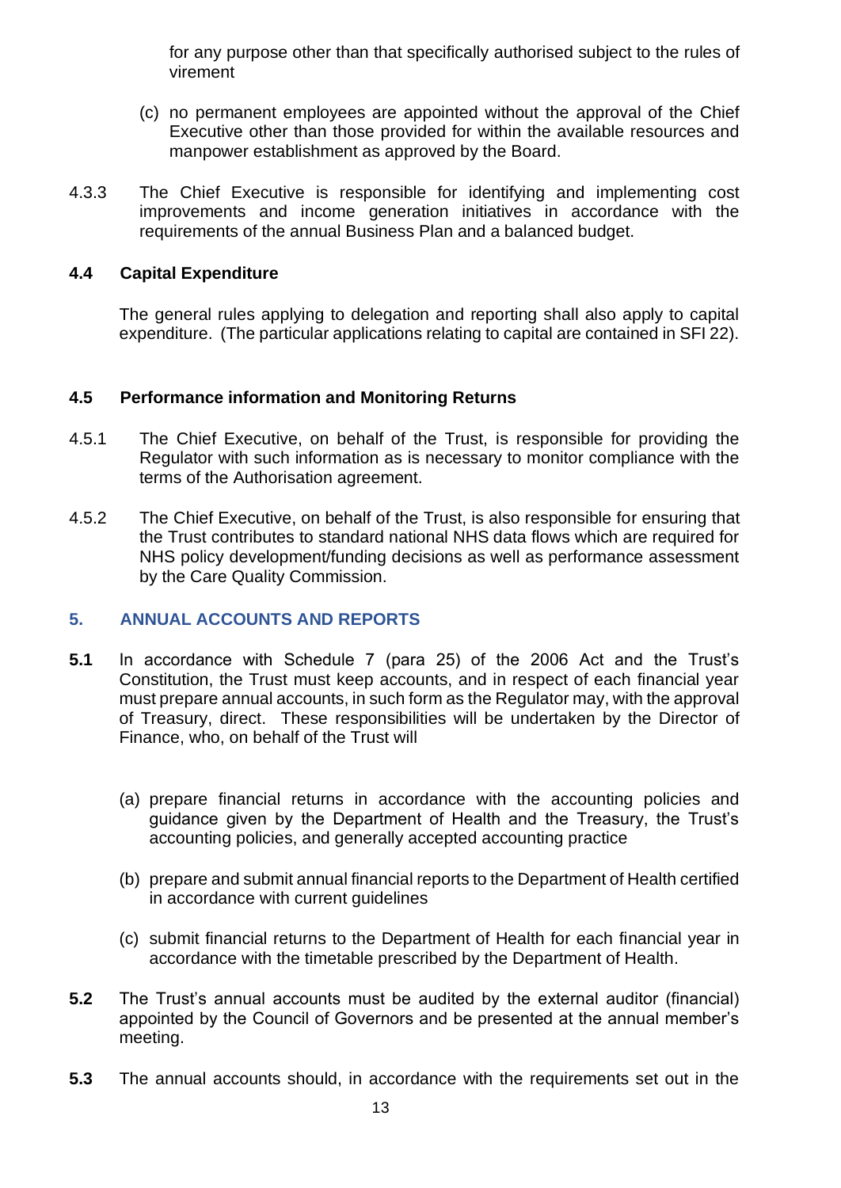for any purpose other than that specifically authorised subject to the rules of virement

(c) no permanent employees are appointed without the approval of the Chief Executive other than those provided for within the available resources and manpower establishment as approved by the Board.

4.3.3 The Chief Executive is responsible for identifying and implementing cost improvements and income generation initiatives in accordance with the requirements of the annual Business Plan and a balanced budget.

### 4.4 Capital Expenditure

The general rules applying to delegation and reporting shall also apply to capital expenditure. (The particular applications relating to capital are contained in SFI 22).

### 4.5 Performance information and Monitoring Returns

4.5.1 The Chief Executive, on behalf of the Trust, is responsible for providing the Regulator with such information as is necessary to monitor compliance with the terms of the Authorisation agreement.

4.5.2 The Chief Executive, on behalf of the Trust, is also responsible for ensuring that the Trust contributes to standard national NHS data flows which are required for NHS policy development/funding decisions as well as performance assessment by the Care Quality Commission.

## 5. ANNUAL ACCOUNTS AND REPORTS

**5.1** In accordance with Schedule 7 (para 25) of the 2006 Act and the Trust's Constitution, the Trust must keep accounts, and in respect of each financial year must prepare annual accounts, in such form as the Regulator may, with the approval of Treasury, direct. These responsibilities will be undertaken by the Director of Finance, who, on behalf of the Trust will

(a) prepare financial returns in accordance with the accounting policies and guidance given by the Department of Health and the Treasury, the Trust's accounting policies, and generally accepted accounting practice

(b) prepare and submit annual financial reports to the Department of Health certified in accordance with current guidelines

(c) submit financial returns to the Department of Health for each financial year in accordance with the timetable prescribed by the Department of Health.

**5.2** The Trust's annual accounts must be audited by the external auditor (financial) appointed by the Council of Governors and be presented at the annual member's meeting.

**5.3** The annual accounts should, in accordance with the requirements set out in the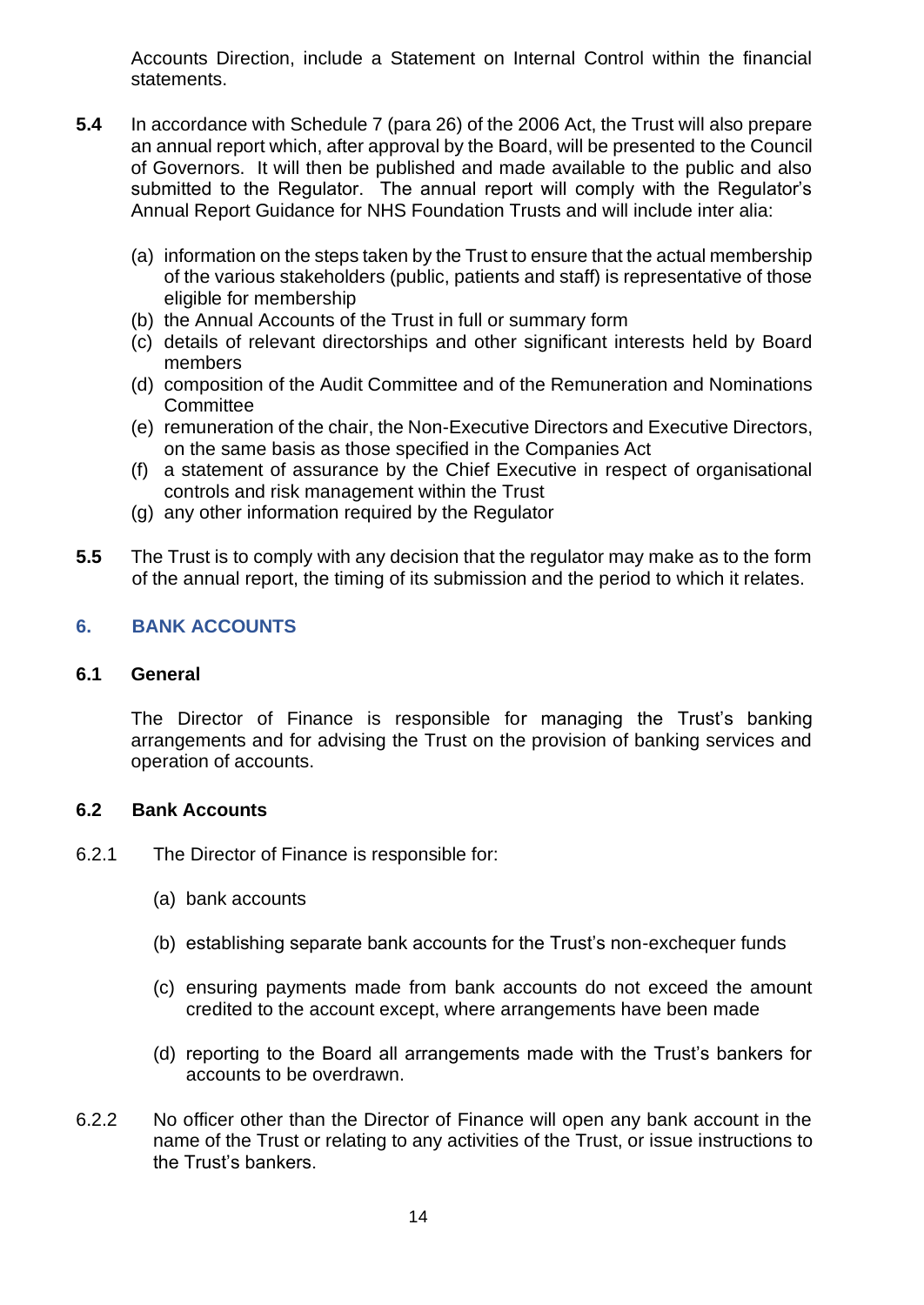Accounts Direction, include a Statement on Internal Control within the financial statements.

**5.4** In accordance with Schedule 7 (para 26) of the 2006 Act, the Trust will also prepare an annual report which, after approval by the Board, will be presented to the Council of Governors. It will then be published and made available to the public and also submitted to the Regulator. The annual report will comply with the Regulator's Annual Report Guidance for NHS Foundation Trusts and will include inter alia:

(a) information on the steps taken by the Trust to ensure that the actual membership of the various stakeholders (public, patients and staff) is representative of those eligible for membership
(b) the Annual Accounts of the Trust in full or summary form
(c) details of relevant directorships and other significant interests held by Board members
(d) composition of the Audit Committee and of the Remuneration and Nominations Committee
(e) remuneration of the chair, the Non-Executive Directors and Executive Directors, on the same basis as those specified in the Companies Act
(f) a statement of assurance by the Chief Executive in respect of organisational controls and risk management within the Trust
(g) any other information required by the Regulator

**5.5** The Trust is to comply with any decision that the regulator may make as to the form of the annual report, the timing of its submission and the period to which it relates.

## 6. BANK ACCOUNTS

### 6.1 General

The Director of Finance is responsible for managing the Trust's banking arrangements and for advising the Trust on the provision of banking services and operation of accounts.

### 6.2 Bank Accounts

6.2.1 The Director of Finance is responsible for:

(a) bank accounts

(b) establishing separate bank accounts for the Trust's non-exchequer funds

(c) ensuring payments made from bank accounts do not exceed the amount credited to the account except, where arrangements have been made

(d) reporting to the Board all arrangements made with the Trust's bankers for accounts to be overdrawn.

6.2.2 No officer other than the Director of Finance will open any bank account in the name of the Trust or relating to any activities of the Trust, or issue instructions to the Trust's bankers.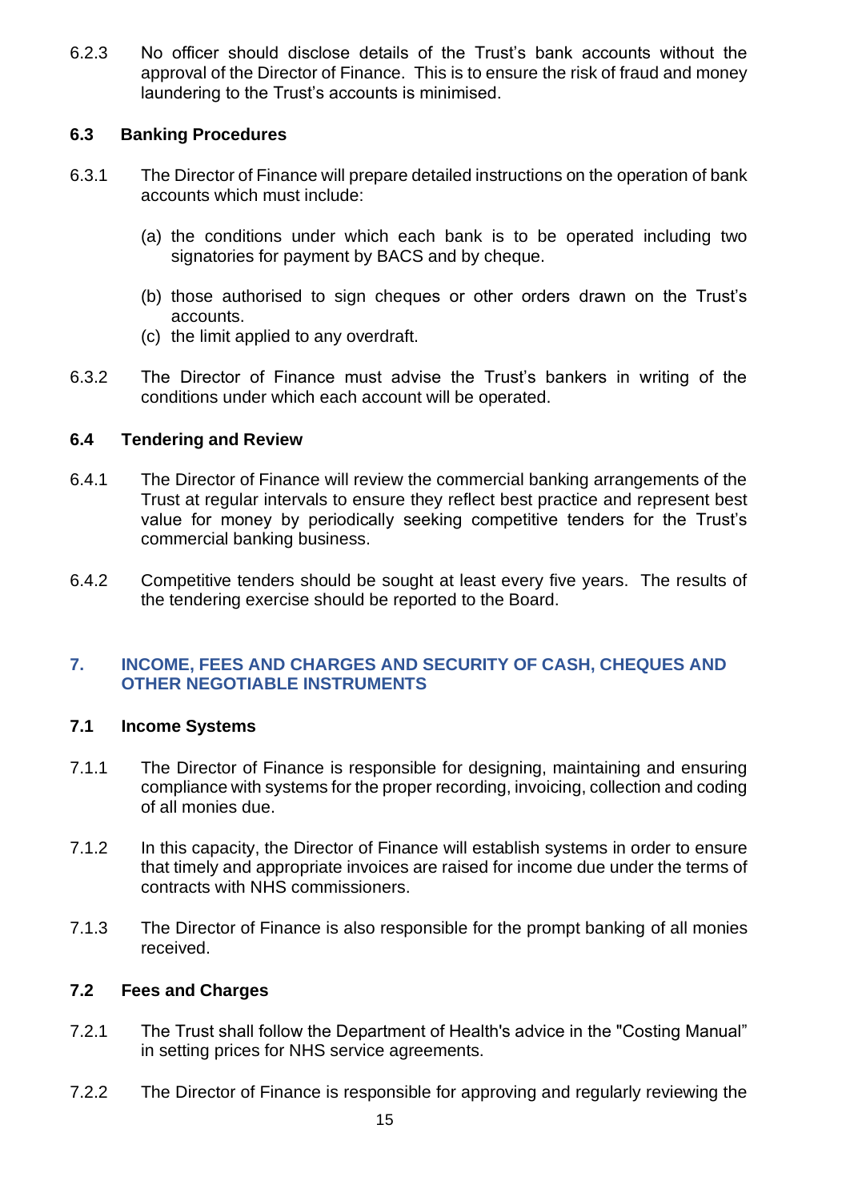6.2.3 No officer should disclose details of the Trust's bank accounts without the approval of the Director of Finance. This is to ensure the risk of fraud and money laundering to the Trust's accounts is minimised.

### 6.3 Banking Procedures

6.3.1 The Director of Finance will prepare detailed instructions on the operation of bank accounts which must include:

(a) the conditions under which each bank is to be operated including two signatories for payment by BACS and by cheque.

(b) those authorised to sign cheques or other orders drawn on the Trust's accounts.

(c) the limit applied to any overdraft.

6.3.2 The Director of Finance must advise the Trust's bankers in writing of the conditions under which each account will be operated.

### 6.4 Tendering and Review

6.4.1 The Director of Finance will review the commercial banking arrangements of the Trust at regular intervals to ensure they reflect best practice and represent best value for money by periodically seeking competitive tenders for the Trust's commercial banking business.

6.4.2 Competitive tenders should be sought at least every five years. The results of the tendering exercise should be reported to the Board.

## 7. INCOME, FEES AND CHARGES AND SECURITY OF CASH, CHEQUES AND OTHER NEGOTIABLE INSTRUMENTS

### 7.1 Income Systems

7.1.1 The Director of Finance is responsible for designing, maintaining and ensuring compliance with systems for the proper recording, invoicing, collection and coding of all monies due.

7.1.2 In this capacity, the Director of Finance will establish systems in order to ensure that timely and appropriate invoices are raised for income due under the terms of contracts with NHS commissioners.

7.1.3 The Director of Finance is also responsible for the prompt banking of all monies received.

### 7.2 Fees and Charges

7.2.1 The Trust shall follow the Department of Health's advice in the "Costing Manual" in setting prices for NHS service agreements.

7.2.2 The Director of Finance is responsible for approving and regularly reviewing the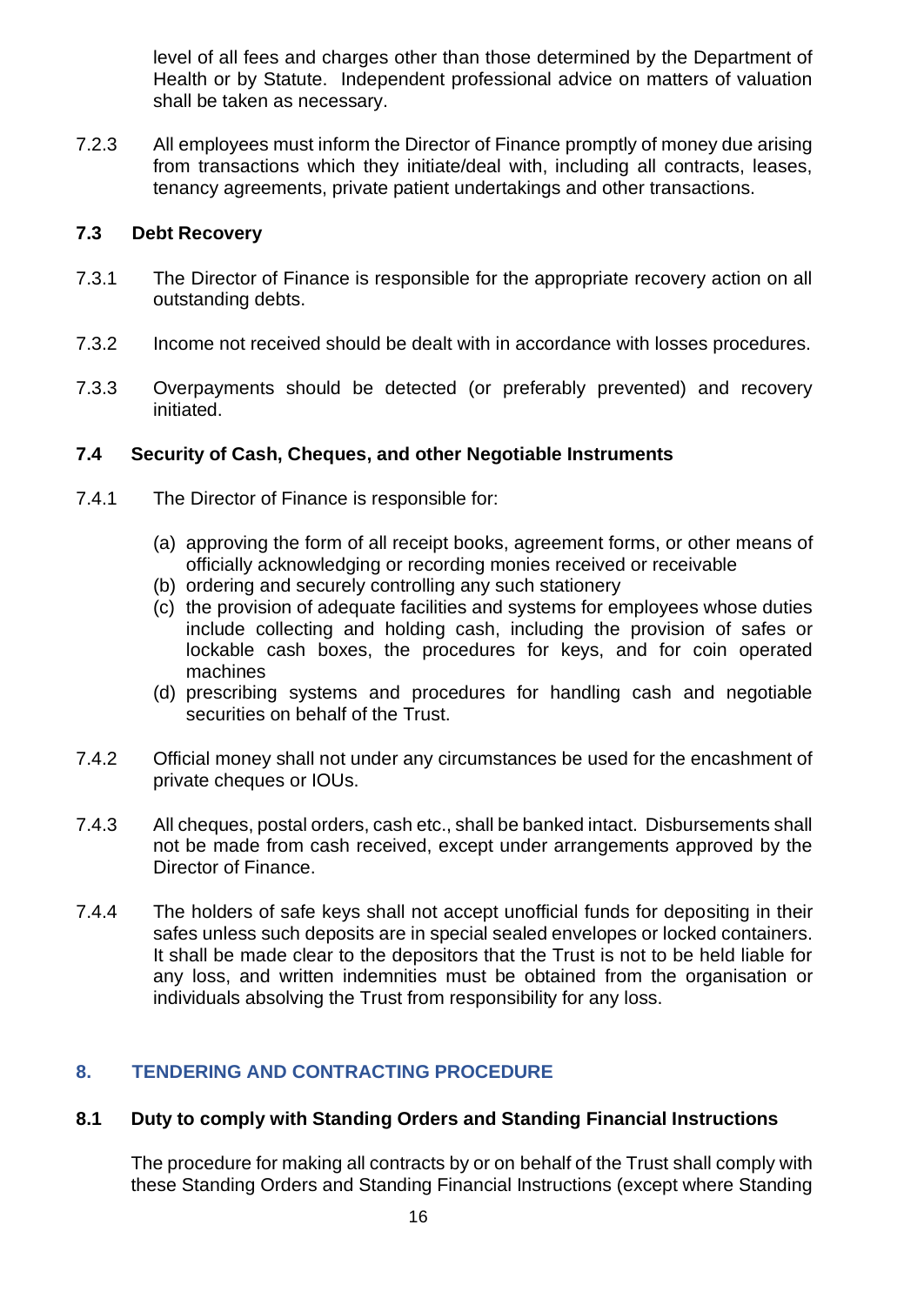level of all fees and charges other than those determined by the Department of Health or by Statute. Independent professional advice on matters of valuation shall be taken as necessary.

7.2.3 All employees must inform the Director of Finance promptly of money due arising from transactions which they initiate/deal with, including all contracts, leases, tenancy agreements, private patient undertakings and other transactions.

### 7.3 Debt Recovery

7.3.1 The Director of Finance is responsible for the appropriate recovery action on all outstanding debts.

7.3.2 Income not received should be dealt with in accordance with losses procedures.

7.3.3 Overpayments should be detected (or preferably prevented) and recovery initiated.

### 7.4 Security of Cash, Cheques, and other Negotiable Instruments

7.4.1 The Director of Finance is responsible for:

(a) approving the form of all receipt books, agreement forms, or other means of officially acknowledging or recording monies received or receivable
(b) ordering and securely controlling any such stationery
(c) the provision of adequate facilities and systems for employees whose duties include collecting and holding cash, including the provision of safes or lockable cash boxes, the procedures for keys, and for coin operated machines
(d) prescribing systems and procedures for handling cash and negotiable securities on behalf of the Trust.

7.4.2 Official money shall not under any circumstances be used for the encashment of private cheques or IOUs.

7.4.3 All cheques, postal orders, cash etc., shall be banked intact. Disbursements shall not be made from cash received, except under arrangements approved by the Director of Finance.

7.4.4 The holders of safe keys shall not accept unofficial funds for depositing in their safes unless such deposits are in special sealed envelopes or locked containers. It shall be made clear to the depositors that the Trust is not to be held liable for any loss, and written indemnities must be obtained from the organisation or individuals absolving the Trust from responsibility for any loss.

## 8. TENDERING AND CONTRACTING PROCEDURE

### 8.1 Duty to comply with Standing Orders and Standing Financial Instructions

The procedure for making all contracts by or on behalf of the Trust shall comply with these Standing Orders and Standing Financial Instructions (except where Standing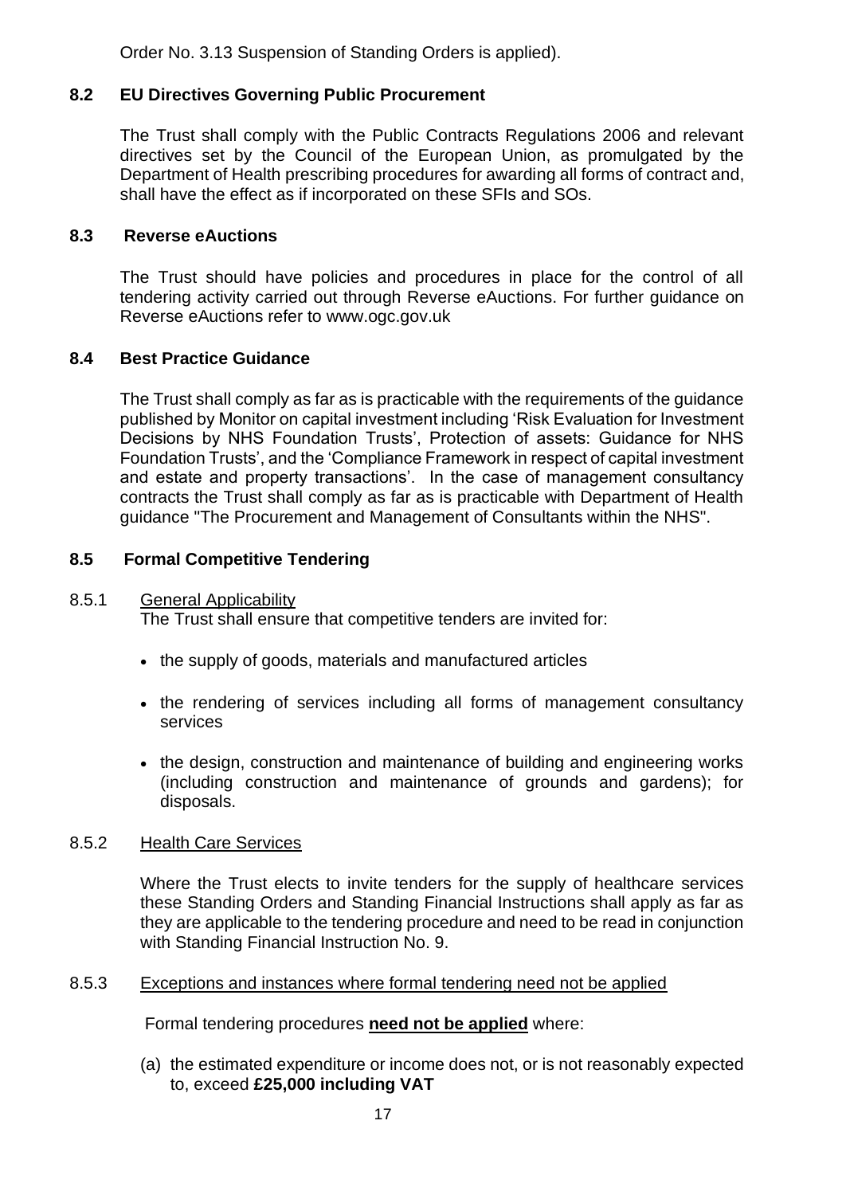Order No. 3.13 Suspension of Standing Orders is applied).

### 8.2 EU Directives Governing Public Procurement

The Trust shall comply with the Public Contracts Regulations 2006 and relevant directives set by the Council of the European Union, as promulgated by the Department of Health prescribing procedures for awarding all forms of contract and, shall have the effect as if incorporated on these SFIs and SOs.

### 8.3 Reverse eAuctions

The Trust should have policies and procedures in place for the control of all tendering activity carried out through Reverse eAuctions. For further guidance on Reverse eAuctions refer to www.ogc.gov.uk

### 8.4 Best Practice Guidance

The Trust shall comply as far as is practicable with the requirements of the guidance published by Monitor on capital investment including 'Risk Evaluation for Investment Decisions by NHS Foundation Trusts', Protection of assets: Guidance for NHS Foundation Trusts', and the 'Compliance Framework in respect of capital investment and estate and property transactions'. In the case of management consultancy contracts the Trust shall comply as far as is practicable with Department of Health guidance "The Procurement and Management of Consultants within the NHS".

### 8.5 Formal Competitive Tendering

8.5.1 General Applicability

The Trust shall ensure that competitive tenders are invited for:

- the supply of goods, materials and manufactured articles
- the rendering of services including all forms of management consultancy services
- the design, construction and maintenance of building and engineering works (including construction and maintenance of grounds and gardens); for disposals.

8.5.2 Health Care Services

Where the Trust elects to invite tenders for the supply of healthcare services these Standing Orders and Standing Financial Instructions shall apply as far as they are applicable to the tendering procedure and need to be read in conjunction with Standing Financial Instruction No. 9.

8.5.3 Exceptions and instances where formal tendering need not be applied

Formal tendering procedures **need not be applied** where:

(a) the estimated expenditure or income does not, or is not reasonably expected to, exceed **£25,000 including VAT**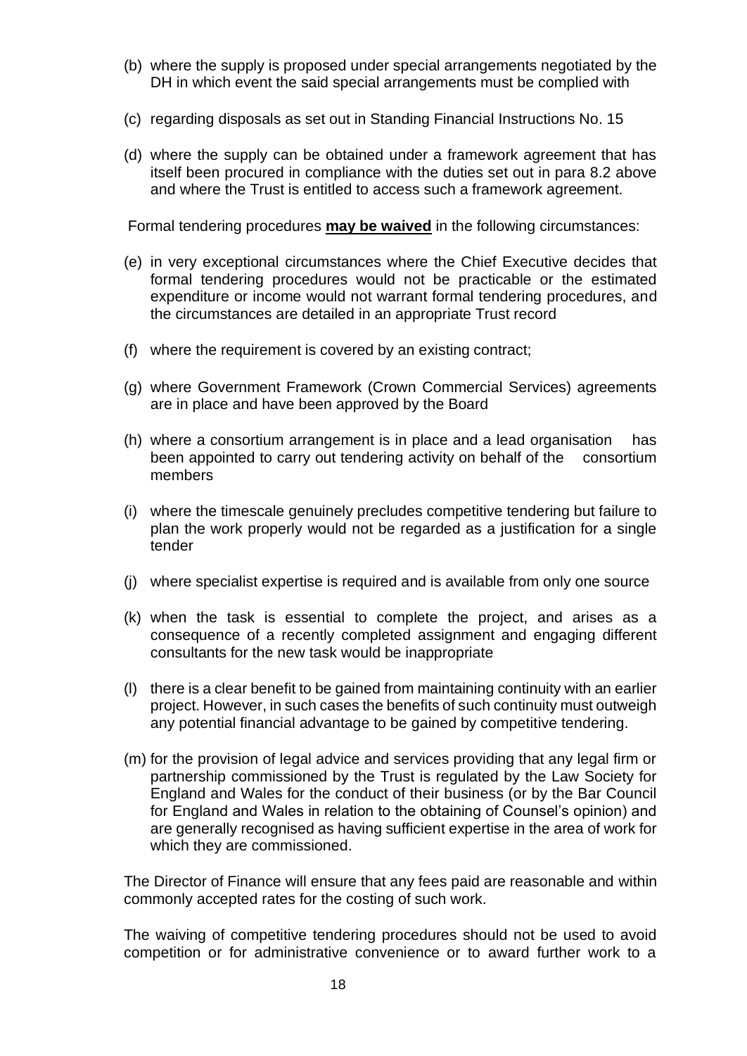(b) where the supply is proposed under special arrangements negotiated by the DH in which event the said special arrangements must be complied with

(c) regarding disposals as set out in Standing Financial Instructions No. 15

(d) where the supply can be obtained under a framework agreement that has itself been procured in compliance with the duties set out in para 8.2 above and where the Trust is entitled to access such a framework agreement.

Formal tendering procedures **may be waived** in the following circumstances:

(e) in very exceptional circumstances where the Chief Executive decides that formal tendering procedures would not be practicable or the estimated expenditure or income would not warrant formal tendering procedures, and the circumstances are detailed in an appropriate Trust record

(f) where the requirement is covered by an existing contract;

(g) where Government Framework (Crown Commercial Services) agreements are in place and have been approved by the Board

(h) where a consortium arrangement is in place and a lead organisation has been appointed to carry out tendering activity on behalf of the consortium members

(i) where the timescale genuinely precludes competitive tendering but failure to plan the work properly would not be regarded as a justification for a single tender

(j) where specialist expertise is required and is available from only one source

(k) when the task is essential to complete the project, and arises as a consequence of a recently completed assignment and engaging different consultants for the new task would be inappropriate

(l) there is a clear benefit to be gained from maintaining continuity with an earlier project. However, in such cases the benefits of such continuity must outweigh any potential financial advantage to be gained by competitive tendering.

(m) for the provision of legal advice and services providing that any legal firm or partnership commissioned by the Trust is regulated by the Law Society for England and Wales for the conduct of their business (or by the Bar Council for England and Wales in relation to the obtaining of Counsel's opinion) and are generally recognised as having sufficient expertise in the area of work for which they are commissioned.

The Director of Finance will ensure that any fees paid are reasonable and within commonly accepted rates for the costing of such work.

The waiving of competitive tendering procedures should not be used to avoid competition or for administrative convenience or to award further work to a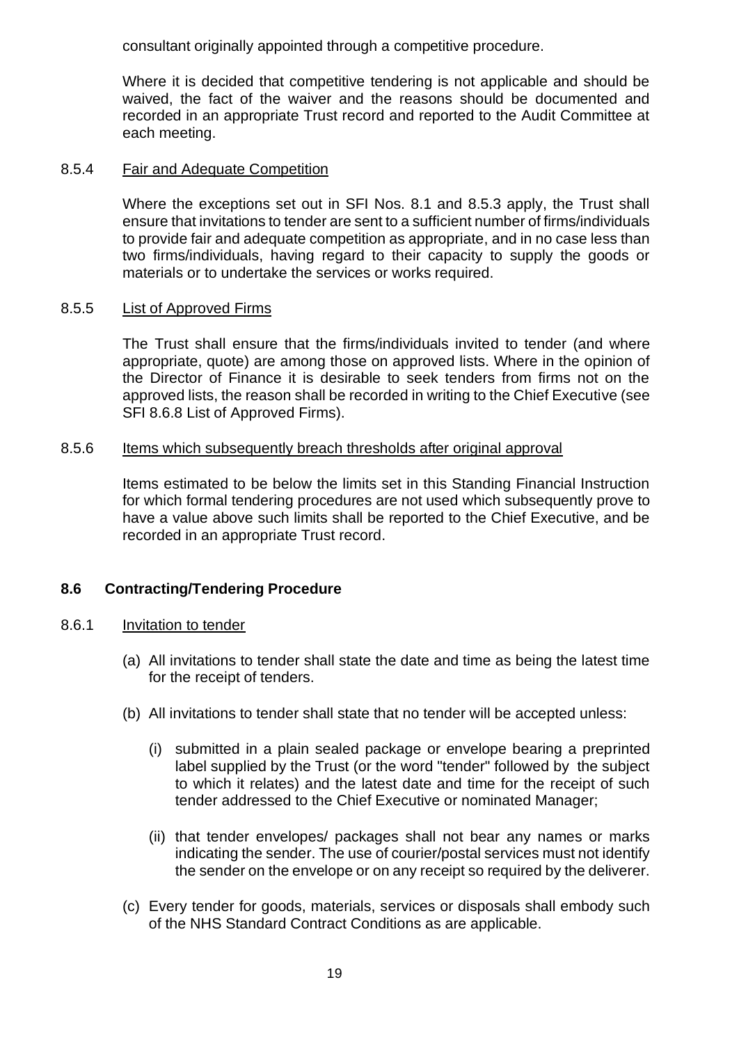consultant originally appointed through a competitive procedure.

Where it is decided that competitive tendering is not applicable and should be waived, the fact of the waiver and the reasons should be documented and recorded in an appropriate Trust record and reported to the Audit Committee at each meeting.

8.5.4 Fair and Adequate Competition

Where the exceptions set out in SFI Nos. 8.1 and 8.5.3 apply, the Trust shall ensure that invitations to tender are sent to a sufficient number of firms/individuals to provide fair and adequate competition as appropriate, and in no case less than two firms/individuals, having regard to their capacity to supply the goods or materials or to undertake the services or works required.

8.5.5 List of Approved Firms

The Trust shall ensure that the firms/individuals invited to tender (and where appropriate, quote) are among those on approved lists. Where in the opinion of the Director of Finance it is desirable to seek tenders from firms not on the approved lists, the reason shall be recorded in writing to the Chief Executive (see SFI 8.6.8 List of Approved Firms).

8.5.6 Items which subsequently breach thresholds after original approval

Items estimated to be below the limits set in this Standing Financial Instruction for which formal tendering procedures are not used which subsequently prove to have a value above such limits shall be reported to the Chief Executive, and be recorded in an appropriate Trust record.

## 8.6 Contracting/Tendering Procedure

8.6.1 Invitation to tender

(a) All invitations to tender shall state the date and time as being the latest time for the receipt of tenders.

(b) All invitations to tender shall state that no tender will be accepted unless:

(i) submitted in a plain sealed package or envelope bearing a preprinted label supplied by the Trust (or the word "tender" followed by the subject to which it relates) and the latest date and time for the receipt of such tender addressed to the Chief Executive or nominated Manager;

(ii) that tender envelopes/ packages shall not bear any names or marks indicating the sender. The use of courier/postal services must not identify the sender on the envelope or on any receipt so required by the deliverer.

(c) Every tender for goods, materials, services or disposals shall embody such of the NHS Standard Contract Conditions as are applicable.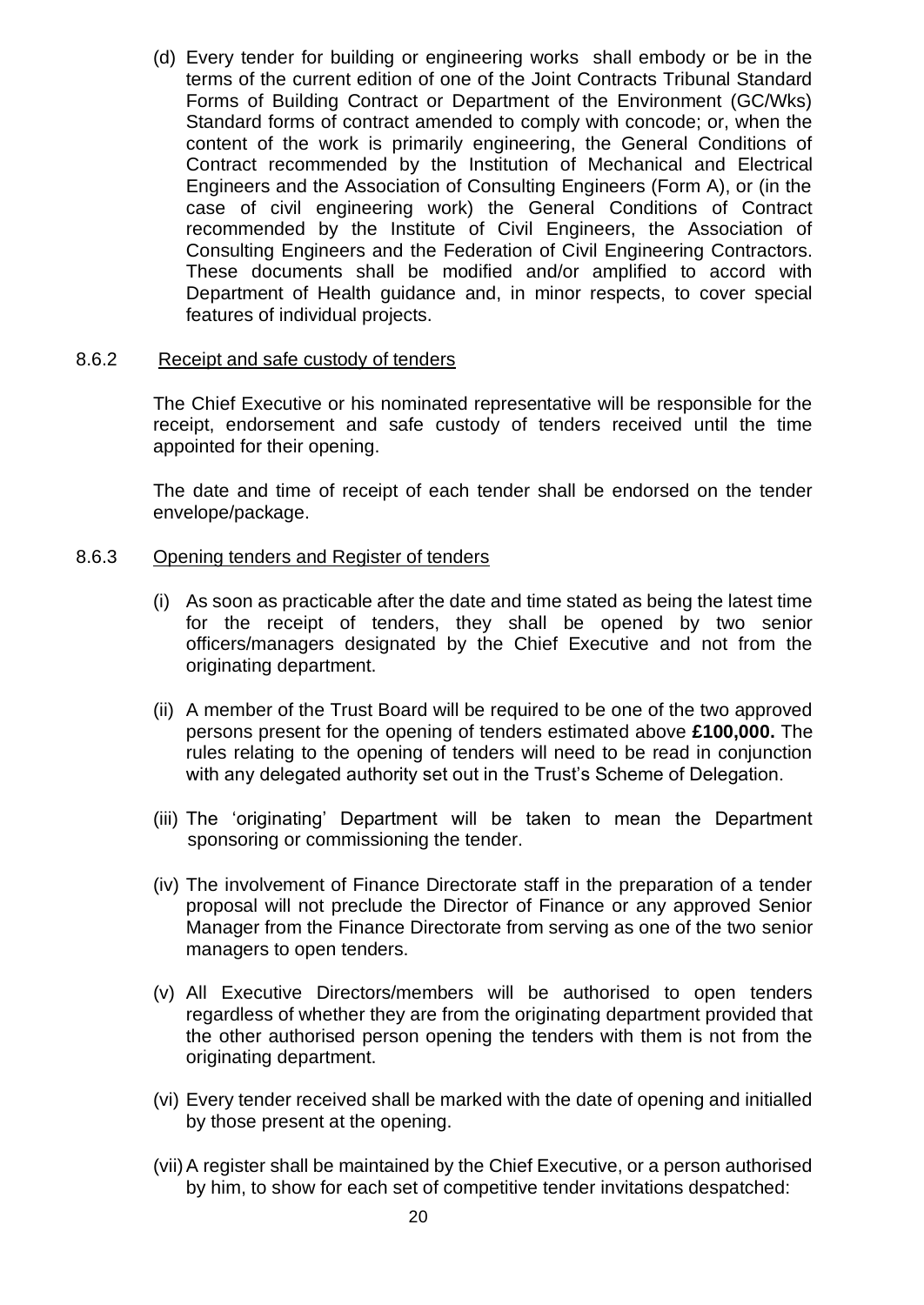(d) Every tender for building or engineering works shall embody or be in the terms of the current edition of one of the Joint Contracts Tribunal Standard Forms of Building Contract or Department of the Environment (GC/Wks) Standard forms of contract amended to comply with concode; or, when the content of the work is primarily engineering, the General Conditions of Contract recommended by the Institution of Mechanical and Electrical Engineers and the Association of Consulting Engineers (Form A), or (in the case of civil engineering work) the General Conditions of Contract recommended by the Institute of Civil Engineers, the Association of Consulting Engineers and the Federation of Civil Engineering Contractors. These documents shall be modified and/or amplified to accord with Department of Health guidance and, in minor respects, to cover special features of individual projects.

8.6.2 Receipt and safe custody of tenders

The Chief Executive or his nominated representative will be responsible for the receipt, endorsement and safe custody of tenders received until the time appointed for their opening.

The date and time of receipt of each tender shall be endorsed on the tender envelope/package.

8.6.3 Opening tenders and Register of tenders

(i) As soon as practicable after the date and time stated as being the latest time for the receipt of tenders, they shall be opened by two senior officers/managers designated by the Chief Executive and not from the originating department.

(ii) A member of the Trust Board will be required to be one of the two approved persons present for the opening of tenders estimated above **£100,000.** The rules relating to the opening of tenders will need to be read in conjunction with any delegated authority set out in the Trust's Scheme of Delegation.

(iii) The 'originating' Department will be taken to mean the Department sponsoring or commissioning the tender.

(iv) The involvement of Finance Directorate staff in the preparation of a tender proposal will not preclude the Director of Finance or any approved Senior Manager from the Finance Directorate from serving as one of the two senior managers to open tenders.

(v) All Executive Directors/members will be authorised to open tenders regardless of whether they are from the originating department provided that the other authorised person opening the tenders with them is not from the originating department.

(vi) Every tender received shall be marked with the date of opening and initialled by those present at the opening.

(vii) A register shall be maintained by the Chief Executive, or a person authorised by him, to show for each set of competitive tender invitations despatched: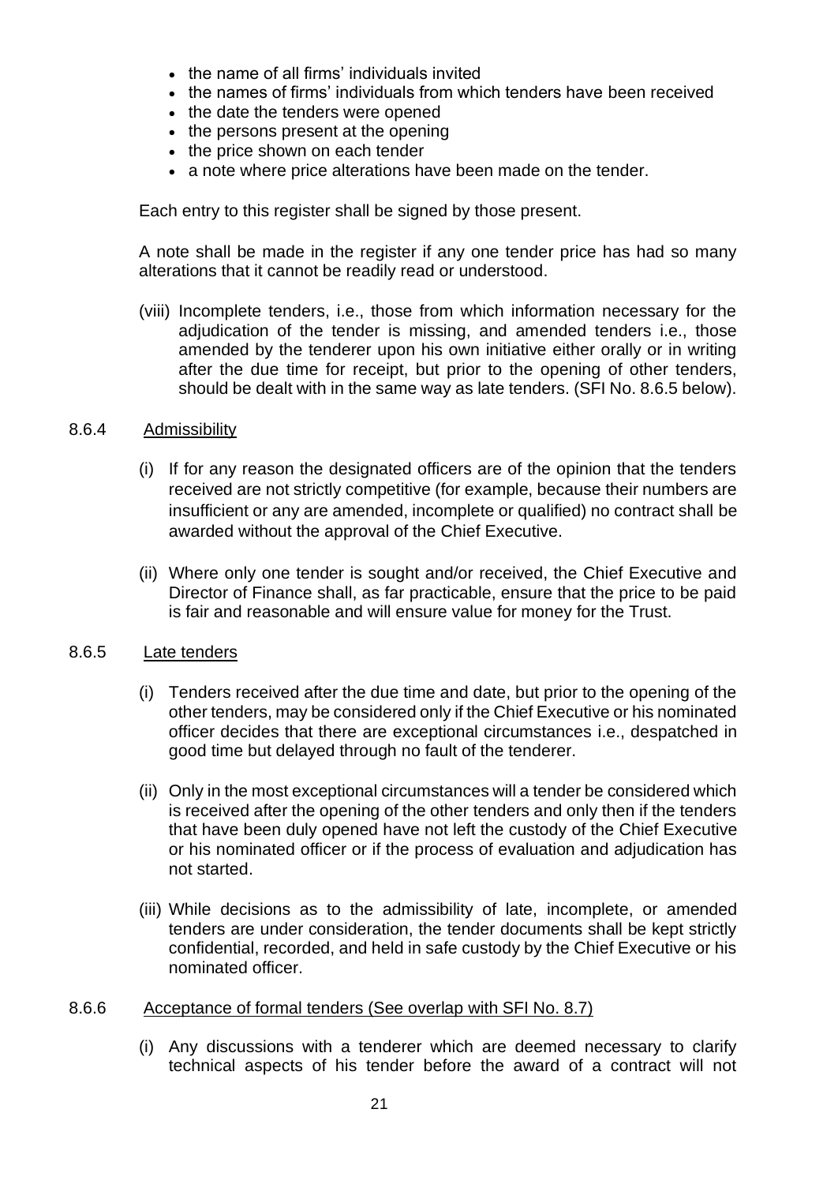- the name of all firms' individuals invited
- the names of firms' individuals from which tenders have been received
- the date the tenders were opened
- the persons present at the opening
- the price shown on each tender
- a note where price alterations have been made on the tender.

Each entry to this register shall be signed by those present.

A note shall be made in the register if any one tender price has had so many alterations that it cannot be readily read or understood.

(viii) Incomplete tenders, i.e., those from which information necessary for the adjudication of the tender is missing, and amended tenders i.e., those amended by the tenderer upon his own initiative either orally or in writing after the due time for receipt, but prior to the opening of other tenders, should be dealt with in the same way as late tenders. (SFI No. 8.6.5 below).

8.6.4 Admissibility

(i) If for any reason the designated officers are of the opinion that the tenders received are not strictly competitive (for example, because their numbers are insufficient or any are amended, incomplete or qualified) no contract shall be awarded without the approval of the Chief Executive.

(ii) Where only one tender is sought and/or received, the Chief Executive and Director of Finance shall, as far practicable, ensure that the price to be paid is fair and reasonable and will ensure value for money for the Trust.

8.6.5 Late tenders

(i) Tenders received after the due time and date, but prior to the opening of the other tenders, may be considered only if the Chief Executive or his nominated officer decides that there are exceptional circumstances i.e., despatched in good time but delayed through no fault of the tenderer.

(ii) Only in the most exceptional circumstances will a tender be considered which is received after the opening of the other tenders and only then if the tenders that have been duly opened have not left the custody of the Chief Executive or his nominated officer or if the process of evaluation and adjudication has not started.

(iii) While decisions as to the admissibility of late, incomplete, or amended tenders are under consideration, the tender documents shall be kept strictly confidential, recorded, and held in safe custody by the Chief Executive or his nominated officer.

8.6.6 Acceptance of formal tenders (See overlap with SFI No. 8.7)

(i) Any discussions with a tenderer which are deemed necessary to clarify technical aspects of his tender before the award of a contract will not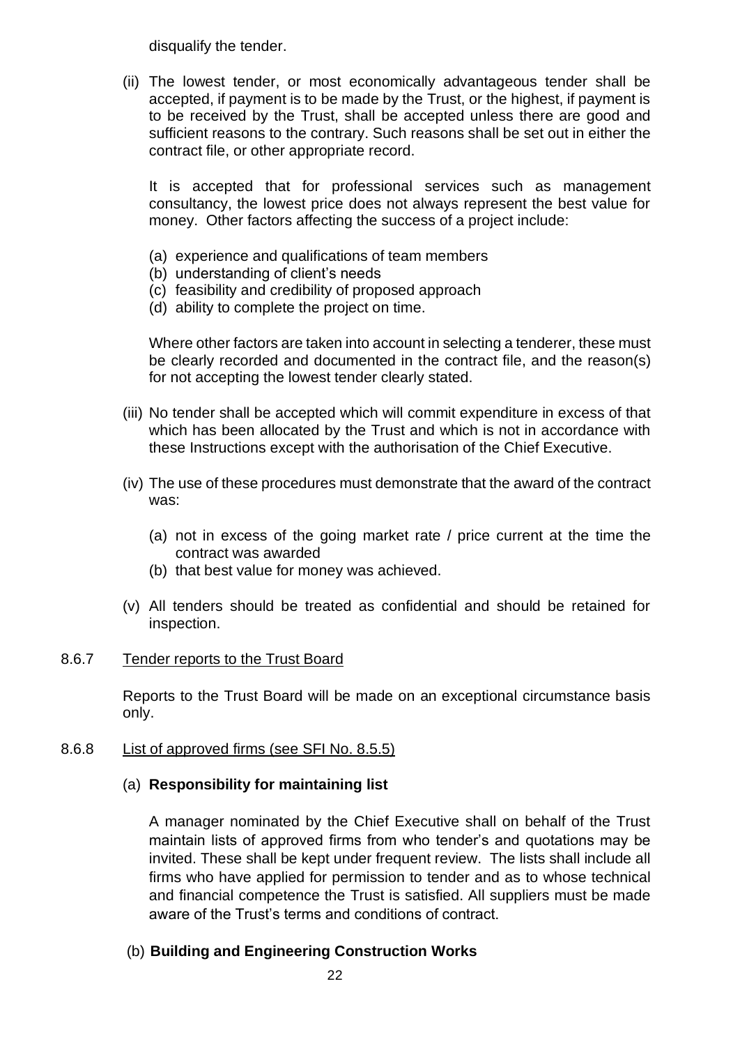disqualify the tender.

(ii) The lowest tender, or most economically advantageous tender shall be accepted, if payment is to be made by the Trust, or the highest, if payment is to be received by the Trust, shall be accepted unless there are good and sufficient reasons to the contrary. Such reasons shall be set out in either the contract file, or other appropriate record.

It is accepted that for professional services such as management consultancy, the lowest price does not always represent the best value for money. Other factors affecting the success of a project include:

(a) experience and qualifications of team members
(b) understanding of client's needs
(c) feasibility and credibility of proposed approach
(d) ability to complete the project on time.

Where other factors are taken into account in selecting a tenderer, these must be clearly recorded and documented in the contract file, and the reason(s) for not accepting the lowest tender clearly stated.

(iii) No tender shall be accepted which will commit expenditure in excess of that which has been allocated by the Trust and which is not in accordance with these Instructions except with the authorisation of the Chief Executive.

(iv) The use of these procedures must demonstrate that the award of the contract was:

(a) not in excess of the going market rate / price current at the time the contract was awarded
(b) that best value for money was achieved.

(v) All tenders should be treated as confidential and should be retained for inspection.

8.6.7 Tender reports to the Trust Board

Reports to the Trust Board will be made on an exceptional circumstance basis only.

8.6.8 List of approved firms (see SFI No. 8.5.5)

(a) **Responsibility for maintaining list**

A manager nominated by the Chief Executive shall on behalf of the Trust maintain lists of approved firms from who tender's and quotations may be invited. These shall be kept under frequent review. The lists shall include all firms who have applied for permission to tender and as to whose technical and financial competence the Trust is satisfied. All suppliers must be made aware of the Trust's terms and conditions of contract.

(b) **Building and Engineering Construction Works**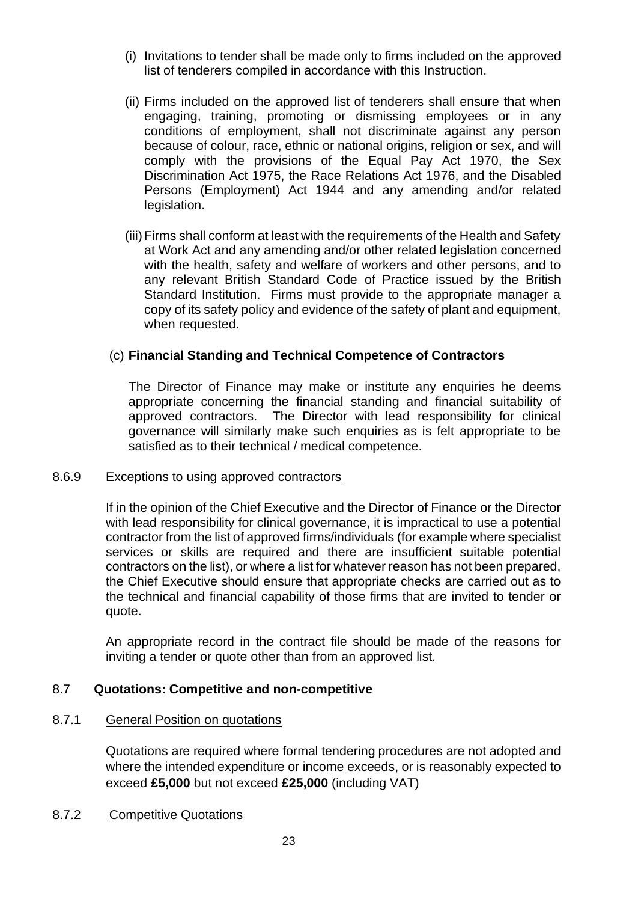(i) Invitations to tender shall be made only to firms included on the approved list of tenderers compiled in accordance with this Instruction.

(ii) Firms included on the approved list of tenderers shall ensure that when engaging, training, promoting or dismissing employees or in any conditions of employment, shall not discriminate against any person because of colour, race, ethnic or national origins, religion or sex, and will comply with the provisions of the Equal Pay Act 1970, the Sex Discrimination Act 1975, the Race Relations Act 1976, and the Disabled Persons (Employment) Act 1944 and any amending and/or related legislation.

(iii) Firms shall conform at least with the requirements of the Health and Safety at Work Act and any amending and/or other related legislation concerned with the health, safety and welfare of workers and other persons, and to any relevant British Standard Code of Practice issued by the British Standard Institution. Firms must provide to the appropriate manager a copy of its safety policy and evidence of the safety of plant and equipment, when requested.

(c) **Financial Standing and Technical Competence of Contractors**

The Director of Finance may make or institute any enquiries he deems appropriate concerning the financial standing and financial suitability of approved contractors. The Director with lead responsibility for clinical governance will similarly make such enquiries as is felt appropriate to be satisfied as to their technical / medical competence.

8.6.9 Exceptions to using approved contractors

If in the opinion of the Chief Executive and the Director of Finance or the Director with lead responsibility for clinical governance, it is impractical to use a potential contractor from the list of approved firms/individuals (for example where specialist services or skills are required and there are insufficient suitable potential contractors on the list), or where a list for whatever reason has not been prepared, the Chief Executive should ensure that appropriate checks are carried out as to the technical and financial capability of those firms that are invited to tender or quote.

An appropriate record in the contract file should be made of the reasons for inviting a tender or quote other than from an approved list.

## 8.7 Quotations: Competitive and non-competitive

8.7.1 General Position on quotations

Quotations are required where formal tendering procedures are not adopted and where the intended expenditure or income exceeds, or is reasonably expected to exceed **£5,000** but not exceed **£25,000** (including VAT)

8.7.2 Competitive Quotations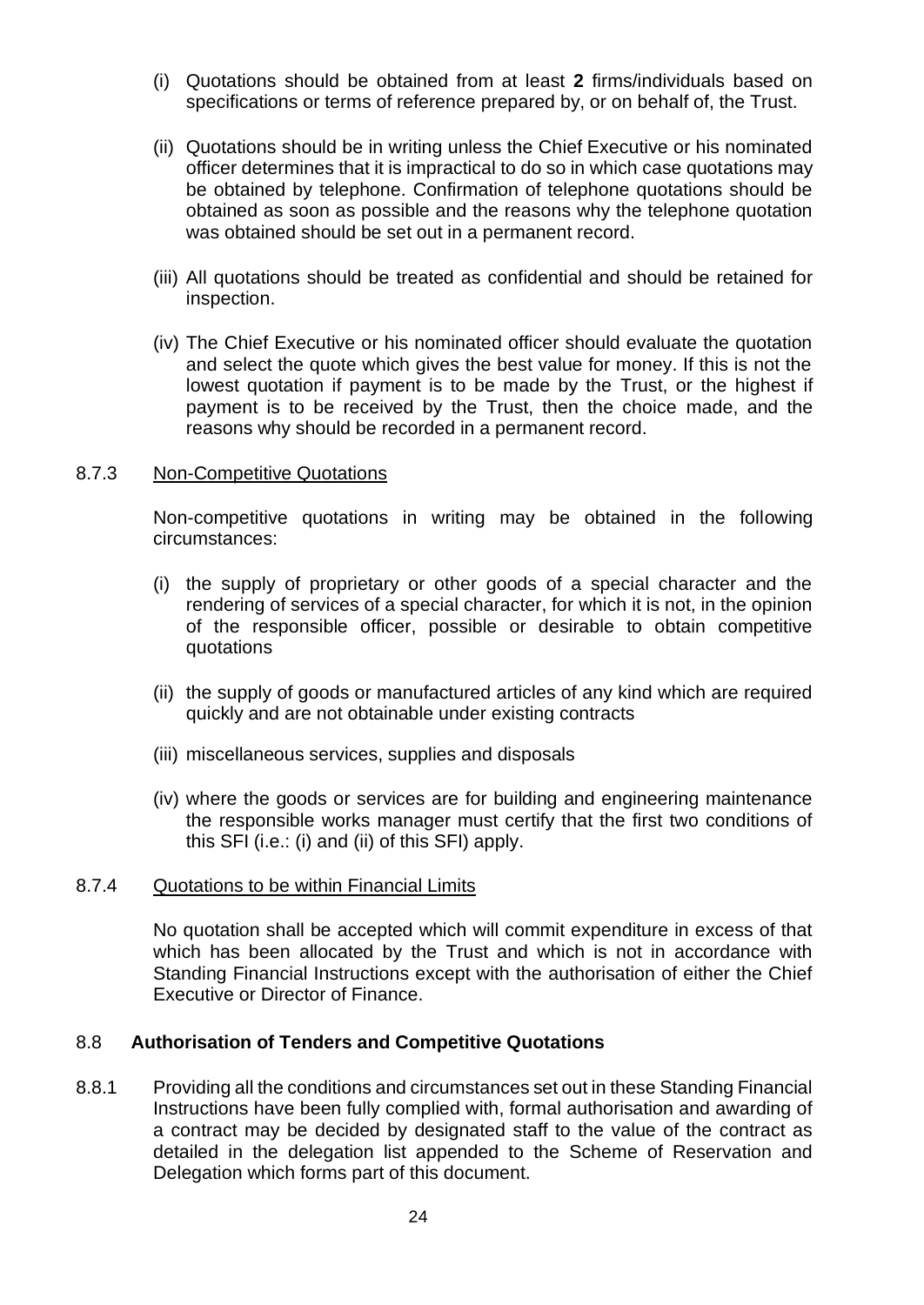(i) Quotations should be obtained from at least **2** firms/individuals based on specifications or terms of reference prepared by, or on behalf of, the Trust.

(ii) Quotations should be in writing unless the Chief Executive or his nominated officer determines that it is impractical to do so in which case quotations may be obtained by telephone. Confirmation of telephone quotations should be obtained as soon as possible and the reasons why the telephone quotation was obtained should be set out in a permanent record.

(iii) All quotations should be treated as confidential and should be retained for inspection.

(iv) The Chief Executive or his nominated officer should evaluate the quotation and select the quote which gives the best value for money. If this is not the lowest quotation if payment is to be made by the Trust, or the highest if payment is to be received by the Trust, then the choice made, and the reasons why should be recorded in a permanent record.

8.7.3 Non-Competitive Quotations

Non-competitive quotations in writing may be obtained in the following circumstances:

(i) the supply of proprietary or other goods of a special character and the rendering of services of a special character, for which it is not, in the opinion of the responsible officer, possible or desirable to obtain competitive quotations

(ii) the supply of goods or manufactured articles of any kind which are required quickly and are not obtainable under existing contracts

(iii) miscellaneous services, supplies and disposals

(iv) where the goods or services are for building and engineering maintenance the responsible works manager must certify that the first two conditions of this SFI (i.e.: (i) and (ii) of this SFI) apply.

8.7.4 Quotations to be within Financial Limits

No quotation shall be accepted which will commit expenditure in excess of that which has been allocated by the Trust and which is not in accordance with Standing Financial Instructions except with the authorisation of either the Chief Executive or Director of Finance.

### 8.8 Authorisation of Tenders and Competitive Quotations

8.8.1 Providing all the conditions and circumstances set out in these Standing Financial Instructions have been fully complied with, formal authorisation and awarding of a contract may be decided by designated staff to the value of the contract as detailed in the delegation list appended to the Scheme of Reservation and Delegation which forms part of this document.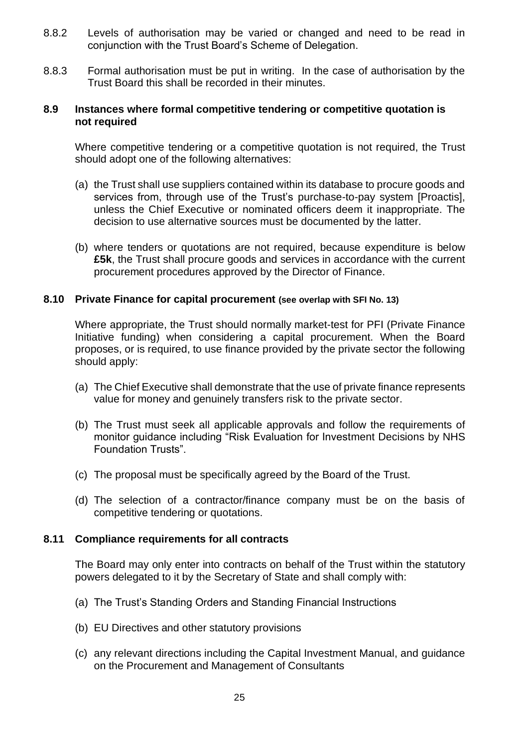8.8.2 Levels of authorisation may be varied or changed and need to be read in conjunction with the Trust Board's Scheme of Delegation.

8.8.3 Formal authorisation must be put in writing. In the case of authorisation by the Trust Board this shall be recorded in their minutes.

### 8.9 Instances where formal competitive tendering or competitive quotation is not required

Where competitive tendering or a competitive quotation is not required, the Trust should adopt one of the following alternatives:

(a) the Trust shall use suppliers contained within its database to procure goods and services from, through use of the Trust's purchase-to-pay system [Proactis], unless the Chief Executive or nominated officers deem it inappropriate. The decision to use alternative sources must be documented by the latter.

(b) where tenders or quotations are not required, because expenditure is below **£5k**, the Trust shall procure goods and services in accordance with the current procurement procedures approved by the Director of Finance.

### 8.10 Private Finance for capital procurement (see overlap with SFI No. 13)

Where appropriate, the Trust should normally market-test for PFI (Private Finance Initiative funding) when considering a capital procurement. When the Board proposes, or is required, to use finance provided by the private sector the following should apply:

(a) The Chief Executive shall demonstrate that the use of private finance represents value for money and genuinely transfers risk to the private sector.

(b) The Trust must seek all applicable approvals and follow the requirements of monitor guidance including "Risk Evaluation for Investment Decisions by NHS Foundation Trusts".

(c) The proposal must be specifically agreed by the Board of the Trust.

(d) The selection of a contractor/finance company must be on the basis of competitive tendering or quotations.

### 8.11 Compliance requirements for all contracts

The Board may only enter into contracts on behalf of the Trust within the statutory powers delegated to it by the Secretary of State and shall comply with:

(a) The Trust's Standing Orders and Standing Financial Instructions

(b) EU Directives and other statutory provisions

(c) any relevant directions including the Capital Investment Manual, and guidance on the Procurement and Management of Consultants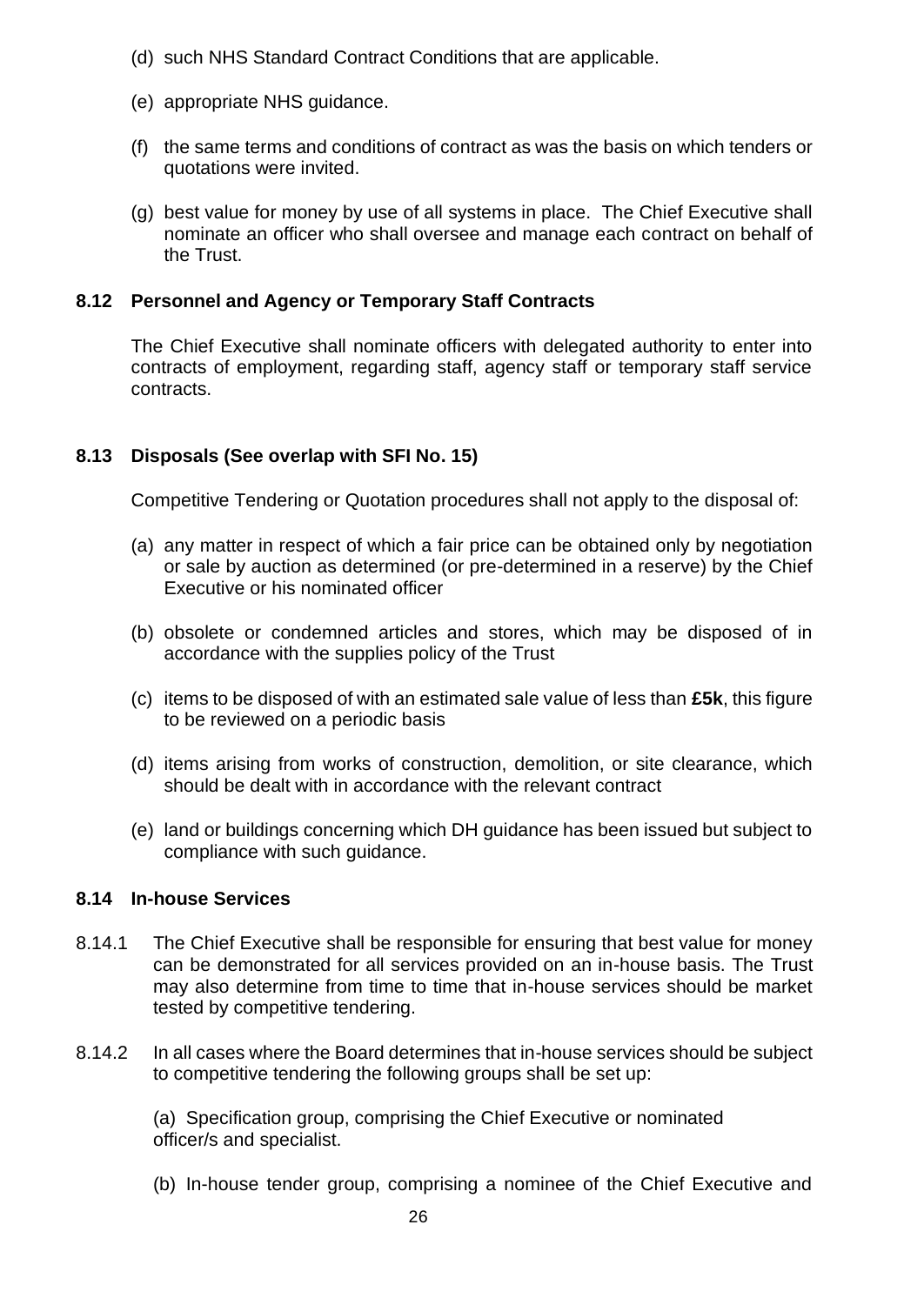(d) such NHS Standard Contract Conditions that are applicable.

(e) appropriate NHS guidance.

(f) the same terms and conditions of contract as was the basis on which tenders or quotations were invited.

(g) best value for money by use of all systems in place. The Chief Executive shall nominate an officer who shall oversee and manage each contract on behalf of the Trust.

### 8.12 Personnel and Agency or Temporary Staff Contracts

The Chief Executive shall nominate officers with delegated authority to enter into contracts of employment, regarding staff, agency staff or temporary staff service contracts.

### 8.13 Disposals (See overlap with SFI No. 15)

Competitive Tendering or Quotation procedures shall not apply to the disposal of:

(a) any matter in respect of which a fair price can be obtained only by negotiation or sale by auction as determined (or pre-determined in a reserve) by the Chief Executive or his nominated officer

(b) obsolete or condemned articles and stores, which may be disposed of in accordance with the supplies policy of the Trust

(c) items to be disposed of with an estimated sale value of less than **£5k**, this figure to be reviewed on a periodic basis

(d) items arising from works of construction, demolition, or site clearance, which should be dealt with in accordance with the relevant contract

(e) land or buildings concerning which DH guidance has been issued but subject to compliance with such guidance.

### 8.14 In-house Services

8.14.1 The Chief Executive shall be responsible for ensuring that best value for money can be demonstrated for all services provided on an in-house basis. The Trust may also determine from time to time that in-house services should be market tested by competitive tendering.

8.14.2 In all cases where the Board determines that in-house services should be subject to competitive tendering the following groups shall be set up:

(a) Specification group, comprising the Chief Executive or nominated officer/s and specialist.

(b) In-house tender group, comprising a nominee of the Chief Executive and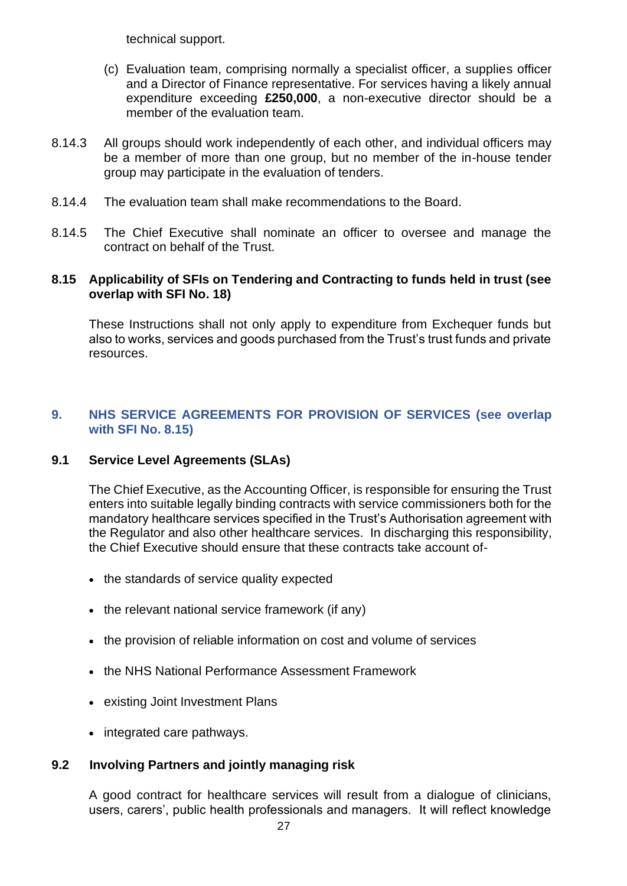technical support.

(c) Evaluation team, comprising normally a specialist officer, a supplies officer and a Director of Finance representative. For services having a likely annual expenditure exceeding **£250,000**, a non-executive director should be a member of the evaluation team.

8.14.3 All groups should work independently of each other, and individual officers may be a member of more than one group, but no member of the in-house tender group may participate in the evaluation of tenders.

8.14.4 The evaluation team shall make recommendations to the Board.

8.14.5 The Chief Executive shall nominate an officer to oversee and manage the contract on behalf of the Trust.

### 8.15 Applicability of SFIs on Tendering and Contracting to funds held in trust (see overlap with SFI No. 18)

These Instructions shall not only apply to expenditure from Exchequer funds but also to works, services and goods purchased from the Trust's trust funds and private resources.

## 9. NHS SERVICE AGREEMENTS FOR PROVISION OF SERVICES (see overlap with SFI No. 8.15)

### 9.1 Service Level Agreements (SLAs)

The Chief Executive, as the Accounting Officer, is responsible for ensuring the Trust enters into suitable legally binding contracts with service commissioners both for the mandatory healthcare services specified in the Trust's Authorisation agreement with the Regulator and also other healthcare services. In discharging this responsibility, the Chief Executive should ensure that these contracts take account of-

- the standards of service quality expected
- the relevant national service framework (if any)
- the provision of reliable information on cost and volume of services
- the NHS National Performance Assessment Framework
- existing Joint Investment Plans
- integrated care pathways.

### 9.2 Involving Partners and jointly managing risk

A good contract for healthcare services will result from a dialogue of clinicians, users, carers', public health professionals and managers. It will reflect knowledge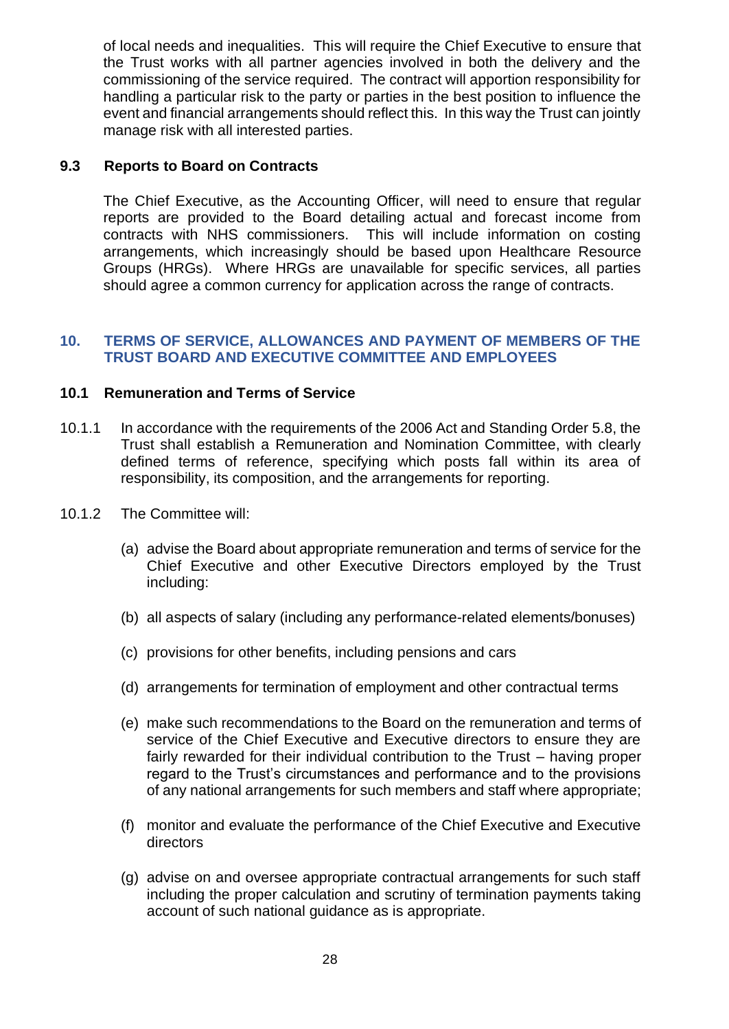of local needs and inequalities. This will require the Chief Executive to ensure that the Trust works with all partner agencies involved in both the delivery and the commissioning of the service required. The contract will apportion responsibility for handling a particular risk to the party or parties in the best position to influence the event and financial arrangements should reflect this. In this way the Trust can jointly manage risk with all interested parties.

### 9.3 Reports to Board on Contracts

The Chief Executive, as the Accounting Officer, will need to ensure that regular reports are provided to the Board detailing actual and forecast income from contracts with NHS commissioners. This will include information on costing arrangements, which increasingly should be based upon Healthcare Resource Groups (HRGs). Where HRGs are unavailable for specific services, all parties should agree a common currency for application across the range of contracts.

## 10. TERMS OF SERVICE, ALLOWANCES AND PAYMENT OF MEMBERS OF THE TRUST BOARD AND EXECUTIVE COMMITTEE AND EMPLOYEES

### 10.1 Remuneration and Terms of Service

10.1.1 In accordance with the requirements of the 2006 Act and Standing Order 5.8, the Trust shall establish a Remuneration and Nomination Committee, with clearly defined terms of reference, specifying which posts fall within its area of responsibility, its composition, and the arrangements for reporting.

10.1.2 The Committee will:

(a) advise the Board about appropriate remuneration and terms of service for the Chief Executive and other Executive Directors employed by the Trust including:

(b) all aspects of salary (including any performance-related elements/bonuses)

(c) provisions for other benefits, including pensions and cars

(d) arrangements for termination of employment and other contractual terms

(e) make such recommendations to the Board on the remuneration and terms of service of the Chief Executive and Executive directors to ensure they are fairly rewarded for their individual contribution to the Trust – having proper regard to the Trust's circumstances and performance and to the provisions of any national arrangements for such members and staff where appropriate;

(f) monitor and evaluate the performance of the Chief Executive and Executive directors

(g) advise on and oversee appropriate contractual arrangements for such staff including the proper calculation and scrutiny of termination payments taking account of such national guidance as is appropriate.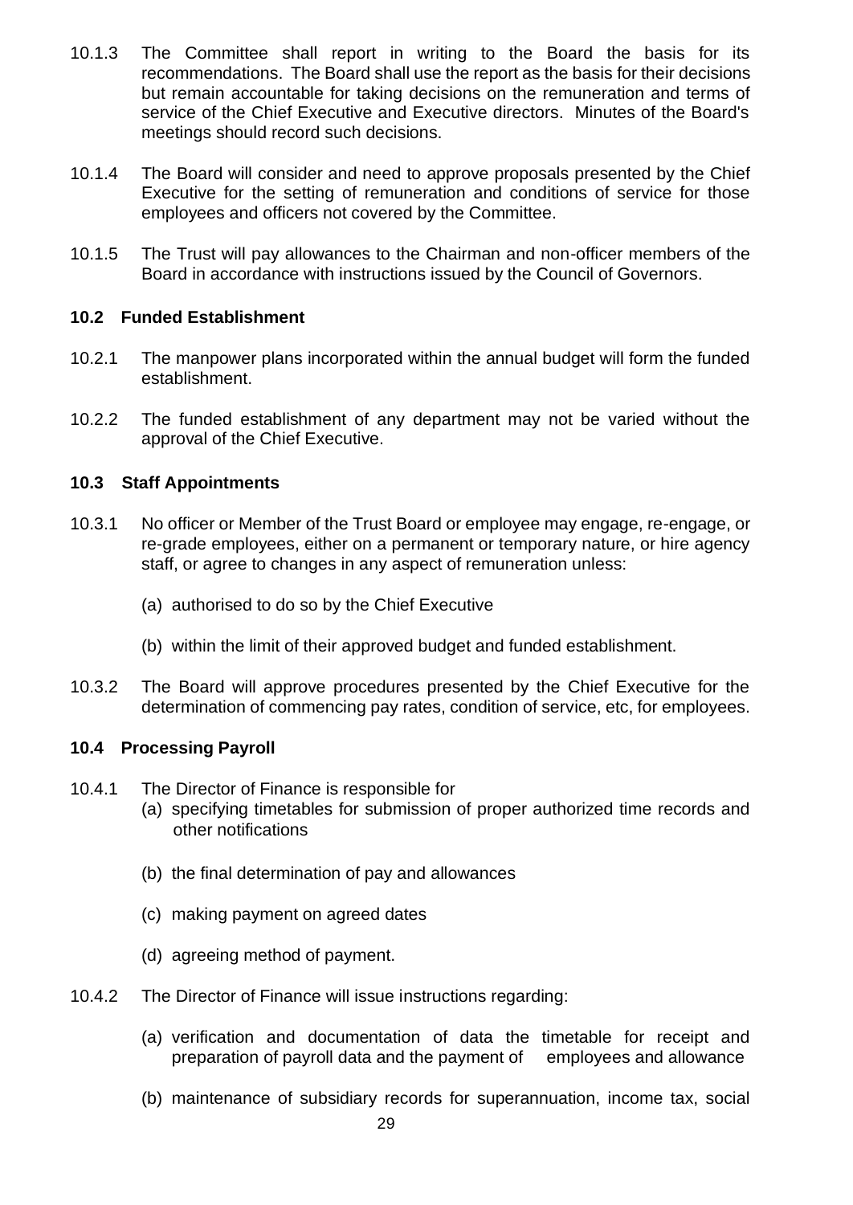10.1.3 The Committee shall report in writing to the Board the basis for its recommendations. The Board shall use the report as the basis for their decisions but remain accountable for taking decisions on the remuneration and terms of service of the Chief Executive and Executive directors. Minutes of the Board's meetings should record such decisions.

10.1.4 The Board will consider and need to approve proposals presented by the Chief Executive for the setting of remuneration and conditions of service for those employees and officers not covered by the Committee.

10.1.5 The Trust will pay allowances to the Chairman and non-officer members of the Board in accordance with instructions issued by the Council of Governors.

### 10.2 Funded Establishment

10.2.1 The manpower plans incorporated within the annual budget will form the funded establishment.

10.2.2 The funded establishment of any department may not be varied without the approval of the Chief Executive.

### 10.3 Staff Appointments

10.3.1 No officer or Member of the Trust Board or employee may engage, re-engage, or re-grade employees, either on a permanent or temporary nature, or hire agency staff, or agree to changes in any aspect of remuneration unless:

(a) authorised to do so by the Chief Executive

(b) within the limit of their approved budget and funded establishment.

10.3.2 The Board will approve procedures presented by the Chief Executive for the determination of commencing pay rates, condition of service, etc, for employees.

### 10.4 Processing Payroll

10.4.1 The Director of Finance is responsible for

(a) specifying timetables for submission of proper authorized time records and other notifications

(b) the final determination of pay and allowances

(c) making payment on agreed dates

(d) agreeing method of payment.

10.4.2 The Director of Finance will issue instructions regarding:

(a) verification and documentation of data the timetable for receipt and preparation of payroll data and the payment of employees and allowance

(b) maintenance of subsidiary records for superannuation, income tax, social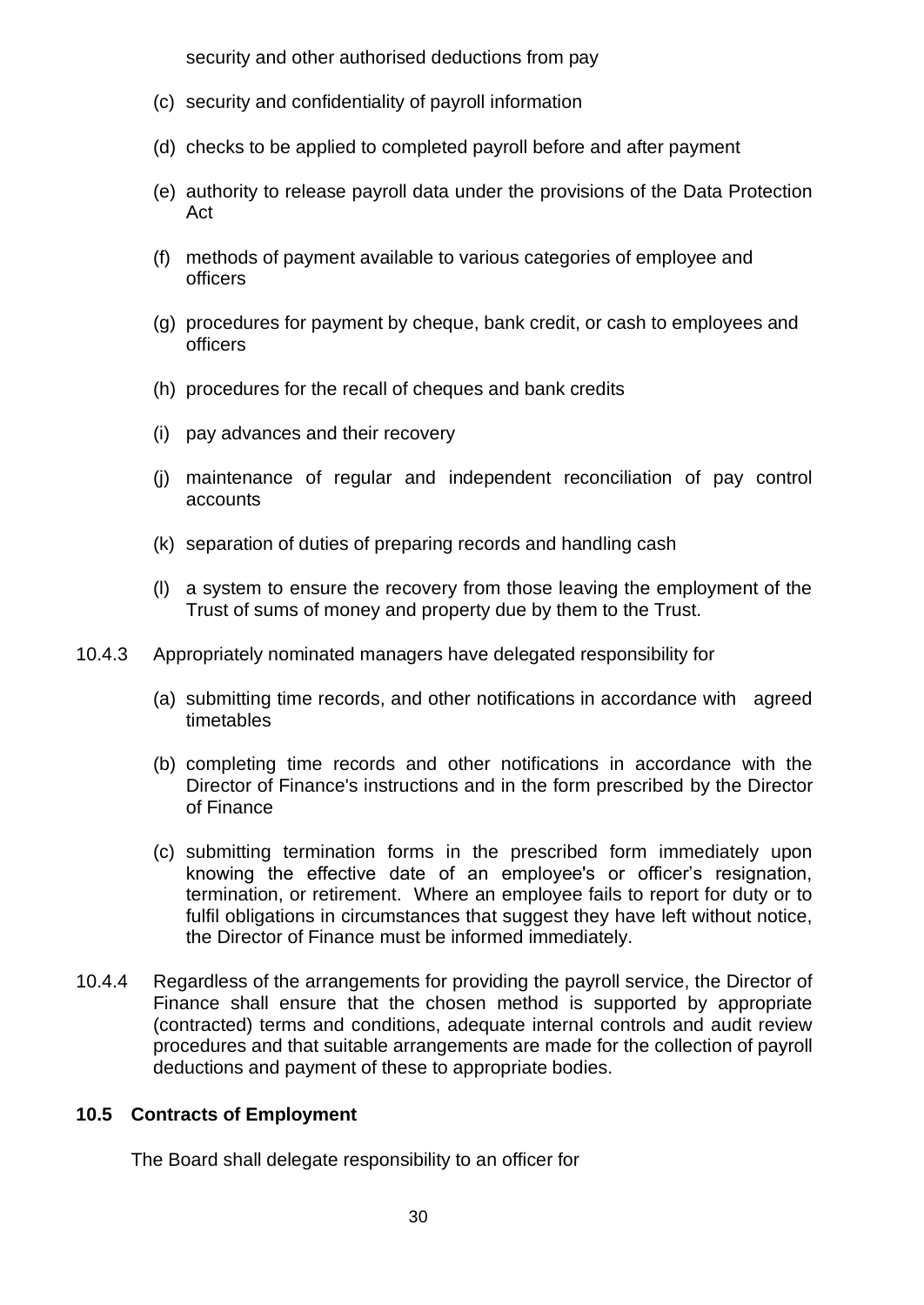security and other authorised deductions from pay

(c) security and confidentiality of payroll information

(d) checks to be applied to completed payroll before and after payment

(e) authority to release payroll data under the provisions of the Data Protection Act

(f) methods of payment available to various categories of employee and officers

(g) procedures for payment by cheque, bank credit, or cash to employees and officers

(h) procedures for the recall of cheques and bank credits

(i) pay advances and their recovery

(j) maintenance of regular and independent reconciliation of pay control accounts

(k) separation of duties of preparing records and handling cash

(l) a system to ensure the recovery from those leaving the employment of the Trust of sums of money and property due by them to the Trust.

10.4.3 Appropriately nominated managers have delegated responsibility for

(a) submitting time records, and other notifications in accordance with agreed timetables

(b) completing time records and other notifications in accordance with the Director of Finance's instructions and in the form prescribed by the Director of Finance

(c) submitting termination forms in the prescribed form immediately upon knowing the effective date of an employee's or officer's resignation, termination, or retirement. Where an employee fails to report for duty or to fulfil obligations in circumstances that suggest they have left without notice, the Director of Finance must be informed immediately.

10.4.4 Regardless of the arrangements for providing the payroll service, the Director of Finance shall ensure that the chosen method is supported by appropriate (contracted) terms and conditions, adequate internal controls and audit review procedures and that suitable arrangements are made for the collection of payroll deductions and payment of these to appropriate bodies.

### 10.5 Contracts of Employment

The Board shall delegate responsibility to an officer for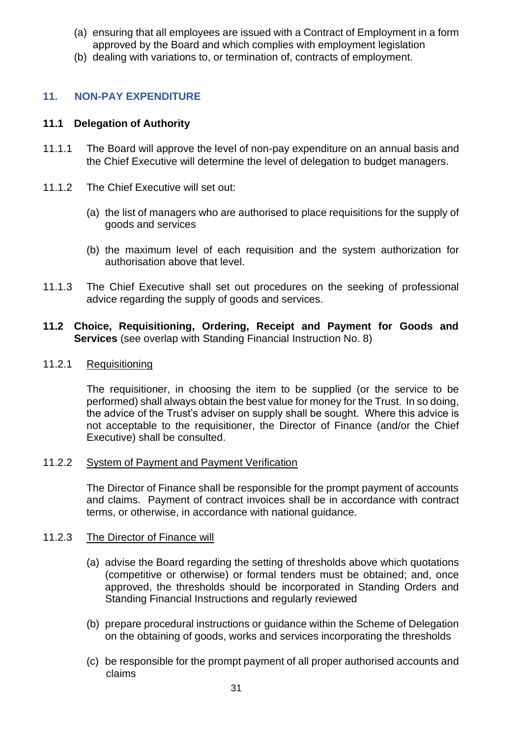(a) ensuring that all employees are issued with a Contract of Employment in a form approved by the Board and which complies with employment legislation

(b) dealing with variations to, or termination of, contracts of employment.

## 11. NON-PAY EXPENDITURE

### 11.1 Delegation of Authority

11.1.1 The Board will approve the level of non-pay expenditure on an annual basis and the Chief Executive will determine the level of delegation to budget managers.

11.1.2 The Chief Executive will set out:

(a) the list of managers who are authorised to place requisitions for the supply of goods and services

(b) the maximum level of each requisition and the system authorization for authorisation above that level.

11.1.3 The Chief Executive shall set out procedures on the seeking of professional advice regarding the supply of goods and services.

### 11.2 Choice, Requisitioning, Ordering, Receipt and Payment for Goods and Services (see overlap with Standing Financial Instruction No. 8)

11.2.1 Requisitioning

The requisitioner, in choosing the item to be supplied (or the service to be performed) shall always obtain the best value for money for the Trust. In so doing, the advice of the Trust's adviser on supply shall be sought. Where this advice is not acceptable to the requisitioner, the Director of Finance (and/or the Chief Executive) shall be consulted.

11.2.2 System of Payment and Payment Verification

The Director of Finance shall be responsible for the prompt payment of accounts and claims. Payment of contract invoices shall be in accordance with contract terms, or otherwise, in accordance with national guidance.

11.2.3 The Director of Finance will

(a) advise the Board regarding the setting of thresholds above which quotations (competitive or otherwise) or formal tenders must be obtained; and, once approved, the thresholds should be incorporated in Standing Orders and Standing Financial Instructions and regularly reviewed

(b) prepare procedural instructions or guidance within the Scheme of Delegation on the obtaining of goods, works and services incorporating the thresholds

(c) be responsible for the prompt payment of all proper authorised accounts and claims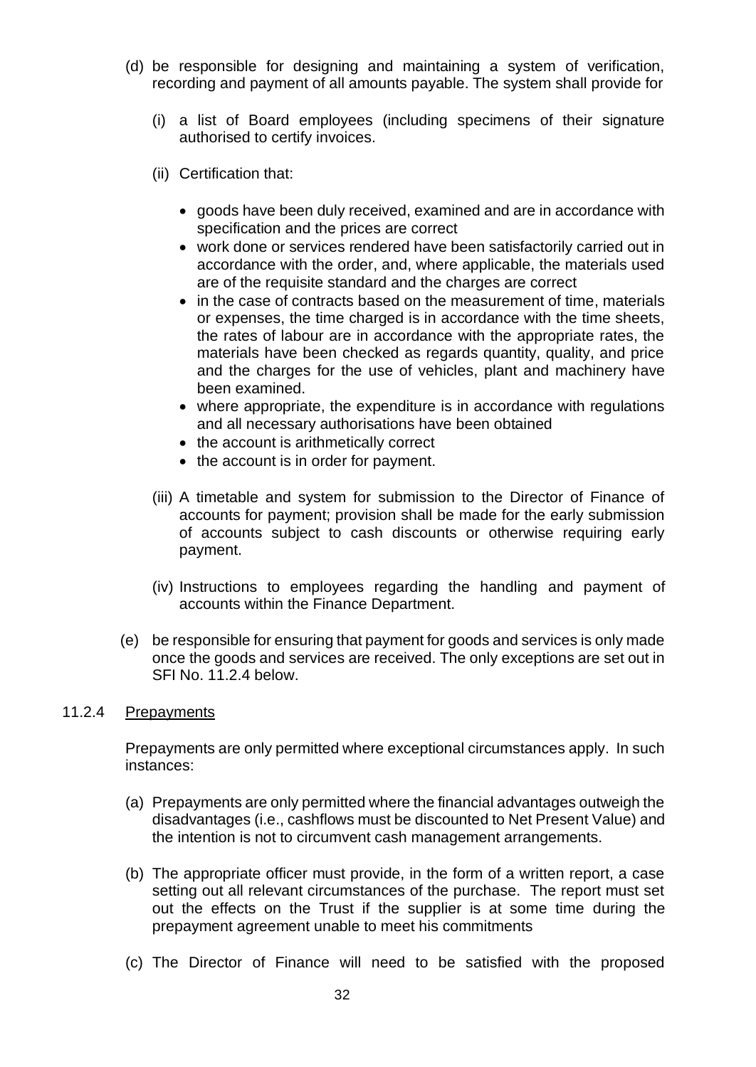(d) be responsible for designing and maintaining a system of verification, recording and payment of all amounts payable. The system shall provide for

   (i) a list of Board employees (including specimens of their signature authorised to certify invoices.

   (ii) Certification that:

   - goods have been duly received, examined and are in accordance with specification and the prices are correct
   - work done or services rendered have been satisfactorily carried out in accordance with the order, and, where applicable, the materials used are of the requisite standard and the charges are correct
   - in the case of contracts based on the measurement of time, materials or expenses, the time charged is in accordance with the time sheets, the rates of labour are in accordance with the appropriate rates, the materials have been checked as regards quantity, quality, and price and the charges for the use of vehicles, plant and machinery have been examined.
   - where appropriate, the expenditure is in accordance with regulations and all necessary authorisations have been obtained
   - the account is arithmetically correct
   - the account is in order for payment.

   (iii) A timetable and system for submission to the Director of Finance of accounts for payment; provision shall be made for the early submission of accounts subject to cash discounts or otherwise requiring early payment.

   (iv) Instructions to employees regarding the handling and payment of accounts within the Finance Department.

(e) be responsible for ensuring that payment for goods and services is only made once the goods and services are received. The only exceptions are set out in SFI No. 11.2.4 below.

11.2.4 Prepayments

Prepayments are only permitted where exceptional circumstances apply. In such instances:

(a) Prepayments are only permitted where the financial advantages outweigh the disadvantages (i.e., cashflows must be discounted to Net Present Value) and the intention is not to circumvent cash management arrangements.

(b) The appropriate officer must provide, in the form of a written report, a case setting out all relevant circumstances of the purchase. The report must set out the effects on the Trust if the supplier is at some time during the prepayment agreement unable to meet his commitments

(c) The Director of Finance will need to be satisfied with the proposed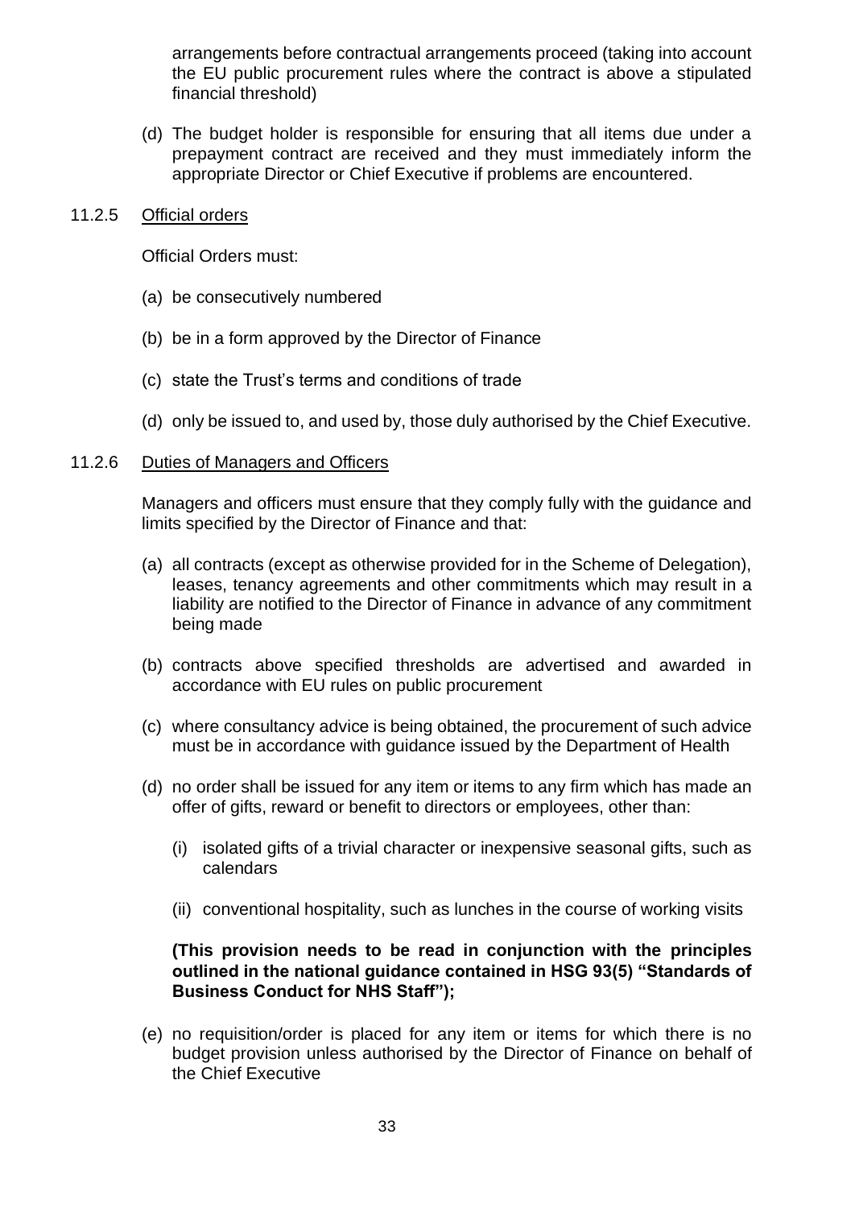arrangements before contractual arrangements proceed (taking into account the EU public procurement rules where the contract is above a stipulated financial threshold)

(d) The budget holder is responsible for ensuring that all items due under a prepayment contract are received and they must immediately inform the appropriate Director or Chief Executive if problems are encountered.

### 11.2.5 Official orders

Official Orders must:

(a) be consecutively numbered

(b) be in a form approved by the Director of Finance

(c) state the Trust's terms and conditions of trade

(d) only be issued to, and used by, those duly authorised by the Chief Executive.

### 11.2.6 Duties of Managers and Officers

Managers and officers must ensure that they comply fully with the guidance and limits specified by the Director of Finance and that:

(a) all contracts (except as otherwise provided for in the Scheme of Delegation), leases, tenancy agreements and other commitments which may result in a liability are notified to the Director of Finance in advance of any commitment being made

(b) contracts above specified thresholds are advertised and awarded in accordance with EU rules on public procurement

(c) where consultancy advice is being obtained, the procurement of such advice must be in accordance with guidance issued by the Department of Health

(d) no order shall be issued for any item or items to any firm which has made an offer of gifts, reward or benefit to directors or employees, other than:

(i) isolated gifts of a trivial character or inexpensive seasonal gifts, such as calendars

(ii) conventional hospitality, such as lunches in the course of working visits

**(This provision needs to be read in conjunction with the principles outlined in the national guidance contained in HSG 93(5) "Standards of Business Conduct for NHS Staff");**

(e) no requisition/order is placed for any item or items for which there is no budget provision unless authorised by the Director of Finance on behalf of the Chief Executive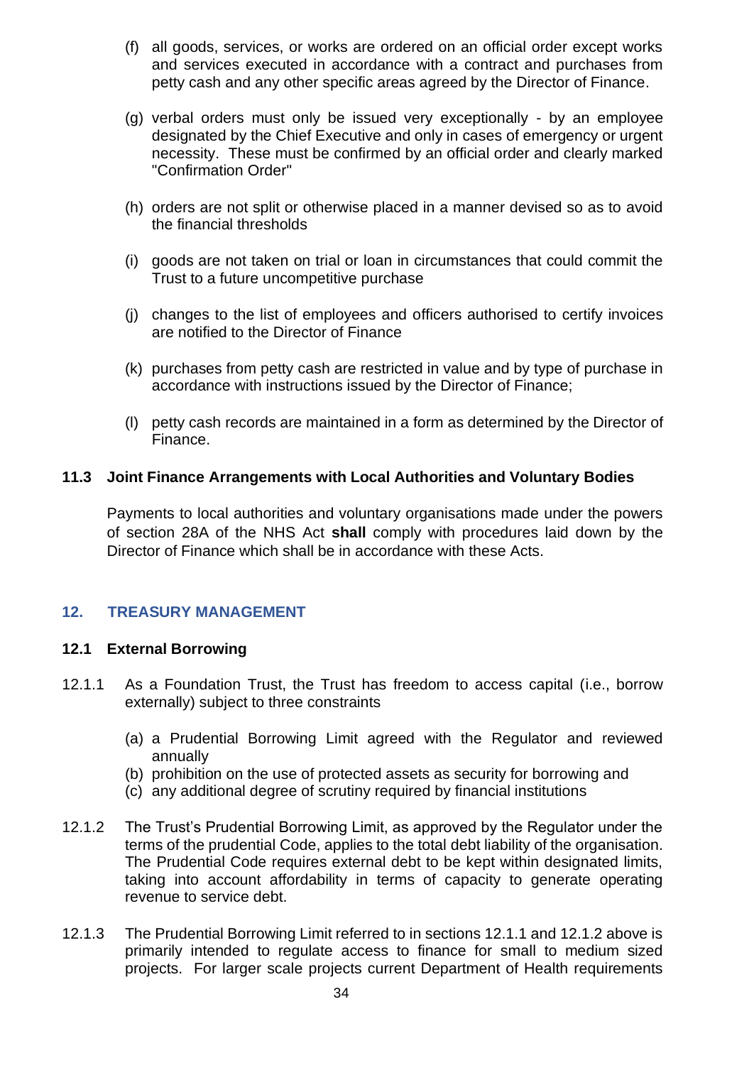(f) all goods, services, or works are ordered on an official order except works and services executed in accordance with a contract and purchases from petty cash and any other specific areas agreed by the Director of Finance.

(g) verbal orders must only be issued very exceptionally - by an employee designated by the Chief Executive and only in cases of emergency or urgent necessity. These must be confirmed by an official order and clearly marked "Confirmation Order"

(h) orders are not split or otherwise placed in a manner devised so as to avoid the financial thresholds

(i) goods are not taken on trial or loan in circumstances that could commit the Trust to a future uncompetitive purchase

(j) changes to the list of employees and officers authorised to certify invoices are notified to the Director of Finance

(k) purchases from petty cash are restricted in value and by type of purchase in accordance with instructions issued by the Director of Finance;

(l) petty cash records are maintained in a form as determined by the Director of Finance.

### 11.3 Joint Finance Arrangements with Local Authorities and Voluntary Bodies

Payments to local authorities and voluntary organisations made under the powers of section 28A of the NHS Act **shall** comply with procedures laid down by the Director of Finance which shall be in accordance with these Acts.

## 12. TREASURY MANAGEMENT

### 12.1 External Borrowing

12.1.1 As a Foundation Trust, the Trust has freedom to access capital (i.e., borrow externally) subject to three constraints

(a) a Prudential Borrowing Limit agreed with the Regulator and reviewed annually
(b) prohibition on the use of protected assets as security for borrowing and
(c) any additional degree of scrutiny required by financial institutions

12.1.2 The Trust's Prudential Borrowing Limit, as approved by the Regulator under the terms of the prudential Code, applies to the total debt liability of the organisation. The Prudential Code requires external debt to be kept within designated limits, taking into account affordability in terms of capacity to generate operating revenue to service debt.

12.1.3 The Prudential Borrowing Limit referred to in sections 12.1.1 and 12.1.2 above is primarily intended to regulate access to finance for small to medium sized projects. For larger scale projects current Department of Health requirements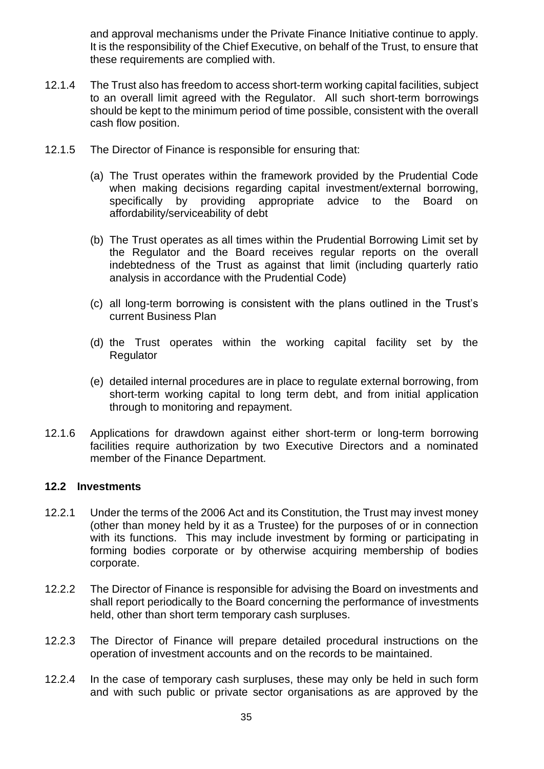and approval mechanisms under the Private Finance Initiative continue to apply. It is the responsibility of the Chief Executive, on behalf of the Trust, to ensure that these requirements are complied with.

12.1.4 The Trust also has freedom to access short-term working capital facilities, subject to an overall limit agreed with the Regulator. All such short-term borrowings should be kept to the minimum period of time possible, consistent with the overall cash flow position.

12.1.5 The Director of Finance is responsible for ensuring that:

(a) The Trust operates within the framework provided by the Prudential Code when making decisions regarding capital investment/external borrowing, specifically by providing appropriate advice to the Board on affordability/serviceability of debt

(b) The Trust operates as all times within the Prudential Borrowing Limit set by the Regulator and the Board receives regular reports on the overall indebtedness of the Trust as against that limit (including quarterly ratio analysis in accordance with the Prudential Code)

(c) all long-term borrowing is consistent with the plans outlined in the Trust's current Business Plan

(d) the Trust operates within the working capital facility set by the Regulator

(e) detailed internal procedures are in place to regulate external borrowing, from short-term working capital to long term debt, and from initial application through to monitoring and repayment.

12.1.6 Applications for drawdown against either short-term or long-term borrowing facilities require authorization by two Executive Directors and a nominated member of the Finance Department.

### 12.2 Investments

12.2.1 Under the terms of the 2006 Act and its Constitution, the Trust may invest money (other than money held by it as a Trustee) for the purposes of or in connection with its functions. This may include investment by forming or participating in forming bodies corporate or by otherwise acquiring membership of bodies corporate.

12.2.2 The Director of Finance is responsible for advising the Board on investments and shall report periodically to the Board concerning the performance of investments held, other than short term temporary cash surpluses.

12.2.3 The Director of Finance will prepare detailed procedural instructions on the operation of investment accounts and on the records to be maintained.

12.2.4 In the case of temporary cash surpluses, these may only be held in such form and with such public or private sector organisations as are approved by the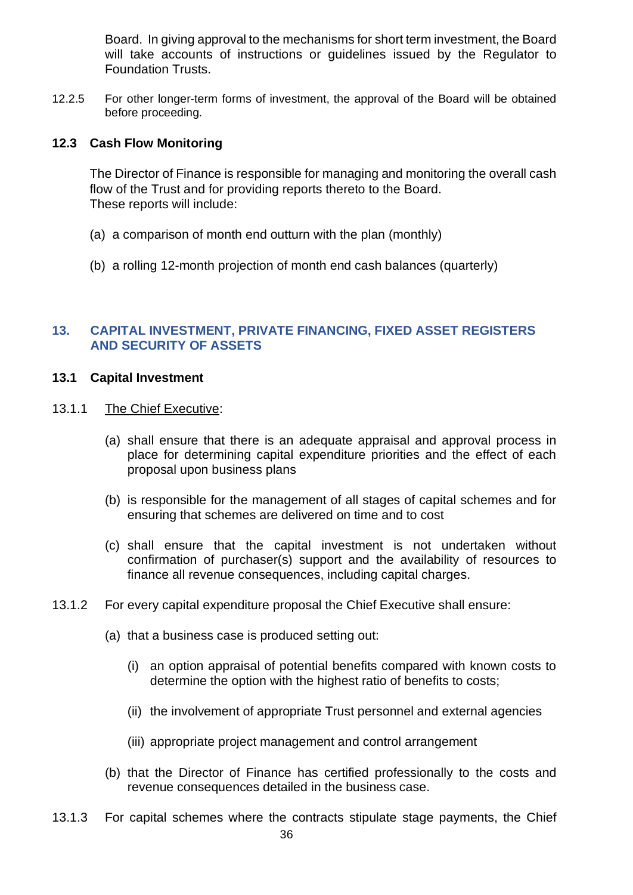Board. In giving approval to the mechanisms for short term investment, the Board will take accounts of instructions or guidelines issued by the Regulator to Foundation Trusts.

12.2.5 For other longer-term forms of investment, the approval of the Board will be obtained before proceeding.

### 12.3 Cash Flow Monitoring

The Director of Finance is responsible for managing and monitoring the overall cash flow of the Trust and for providing reports thereto to the Board.
These reports will include:

(a) a comparison of month end outturn with the plan (monthly)

(b) a rolling 12-month projection of month end cash balances (quarterly)

## 13. CAPITAL INVESTMENT, PRIVATE FINANCING, FIXED ASSET REGISTERS AND SECURITY OF ASSETS

### 13.1 Capital Investment

13.1.1 The Chief Executive:

(a) shall ensure that there is an adequate appraisal and approval process in place for determining capital expenditure priorities and the effect of each proposal upon business plans

(b) is responsible for the management of all stages of capital schemes and for ensuring that schemes are delivered on time and to cost

(c) shall ensure that the capital investment is not undertaken without confirmation of purchaser(s) support and the availability of resources to finance all revenue consequences, including capital charges.

13.1.2 For every capital expenditure proposal the Chief Executive shall ensure:

(a) that a business case is produced setting out:

(i) an option appraisal of potential benefits compared with known costs to determine the option with the highest ratio of benefits to costs;

(ii) the involvement of appropriate Trust personnel and external agencies

(iii) appropriate project management and control arrangement

(b) that the Director of Finance has certified professionally to the costs and revenue consequences detailed in the business case.

13.1.3 For capital schemes where the contracts stipulate stage payments, the Chief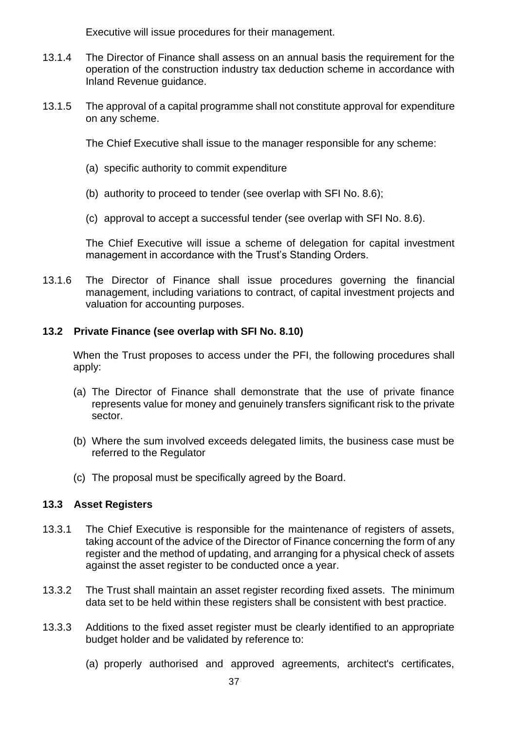Executive will issue procedures for their management.

13.1.4 The Director of Finance shall assess on an annual basis the requirement for the operation of the construction industry tax deduction scheme in accordance with Inland Revenue guidance.

13.1.5 The approval of a capital programme shall not constitute approval for expenditure on any scheme.

The Chief Executive shall issue to the manager responsible for any scheme:

(a) specific authority to commit expenditure

(b) authority to proceed to tender (see overlap with SFI No. 8.6);

(c) approval to accept a successful tender (see overlap with SFI No. 8.6).

The Chief Executive will issue a scheme of delegation for capital investment management in accordance with the Trust's Standing Orders.

13.1.6 The Director of Finance shall issue procedures governing the financial management, including variations to contract, of capital investment projects and valuation for accounting purposes.

### 13.2 Private Finance (see overlap with SFI No. 8.10)

When the Trust proposes to access under the PFI, the following procedures shall apply:

(a) The Director of Finance shall demonstrate that the use of private finance represents value for money and genuinely transfers significant risk to the private sector.

(b) Where the sum involved exceeds delegated limits, the business case must be referred to the Regulator

(c) The proposal must be specifically agreed by the Board.

### 13.3 Asset Registers

13.3.1 The Chief Executive is responsible for the maintenance of registers of assets, taking account of the advice of the Director of Finance concerning the form of any register and the method of updating, and arranging for a physical check of assets against the asset register to be conducted once a year.

13.3.2 The Trust shall maintain an asset register recording fixed assets. The minimum data set to be held within these registers shall be consistent with best practice.

13.3.3 Additions to the fixed asset register must be clearly identified to an appropriate budget holder and be validated by reference to:

(a) properly authorised and approved agreements, architect's certificates,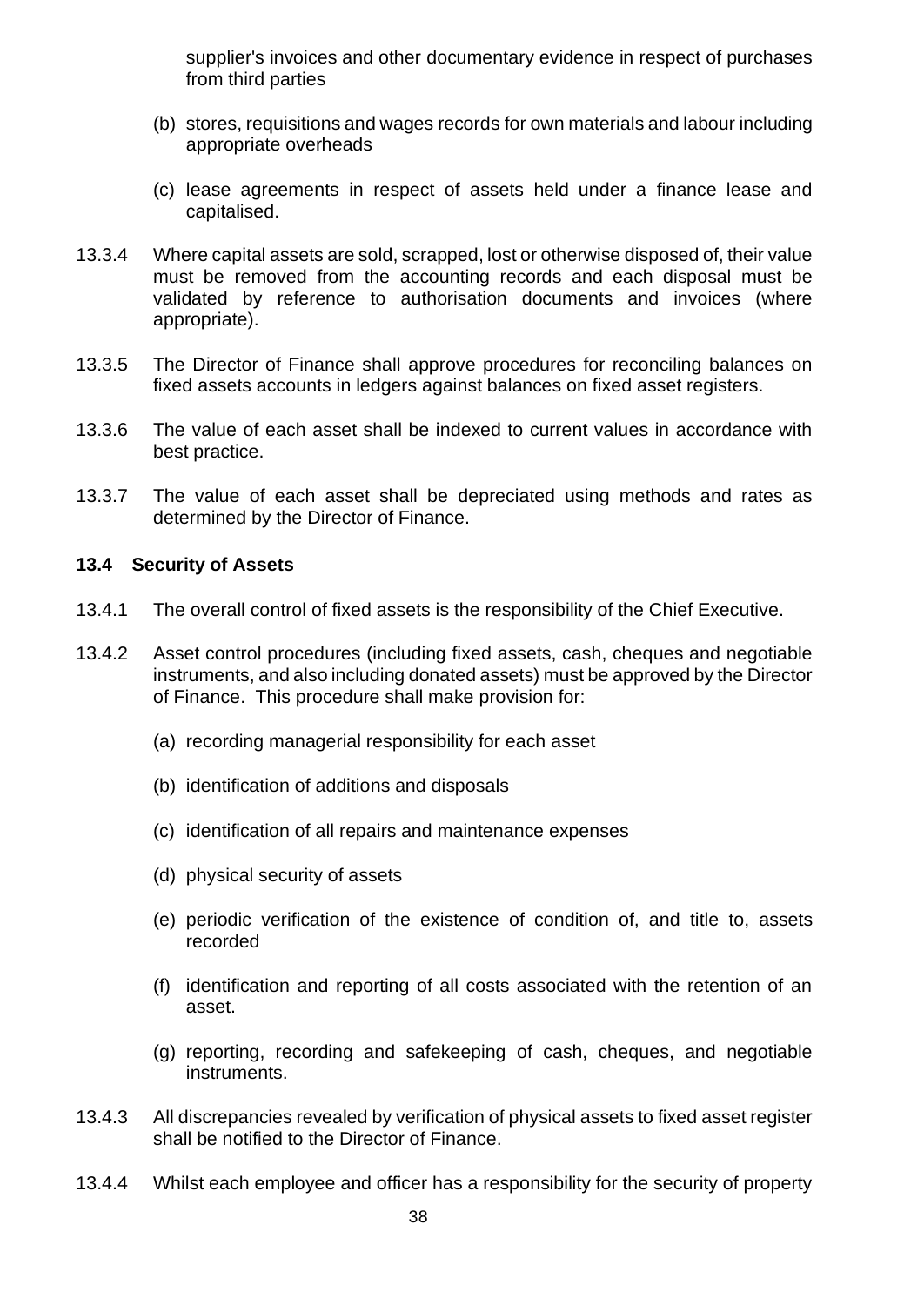supplier's invoices and other documentary evidence in respect of purchases from third parties

(b) stores, requisitions and wages records for own materials and labour including appropriate overheads

(c) lease agreements in respect of assets held under a finance lease and capitalised.

13.3.4 Where capital assets are sold, scrapped, lost or otherwise disposed of, their value must be removed from the accounting records and each disposal must be validated by reference to authorisation documents and invoices (where appropriate).

13.3.5 The Director of Finance shall approve procedures for reconciling balances on fixed assets accounts in ledgers against balances on fixed asset registers.

13.3.6 The value of each asset shall be indexed to current values in accordance with best practice.

13.3.7 The value of each asset shall be depreciated using methods and rates as determined by the Director of Finance.

### 13.4 Security of Assets

13.4.1 The overall control of fixed assets is the responsibility of the Chief Executive.

13.4.2 Asset control procedures (including fixed assets, cash, cheques and negotiable instruments, and also including donated assets) must be approved by the Director of Finance. This procedure shall make provision for:

(a) recording managerial responsibility for each asset

(b) identification of additions and disposals

(c) identification of all repairs and maintenance expenses

(d) physical security of assets

(e) periodic verification of the existence of condition of, and title to, assets recorded

(f) identification and reporting of all costs associated with the retention of an asset.

(g) reporting, recording and safekeeping of cash, cheques, and negotiable instruments.

13.4.3 All discrepancies revealed by verification of physical assets to fixed asset register shall be notified to the Director of Finance.

13.4.4 Whilst each employee and officer has a responsibility for the security of property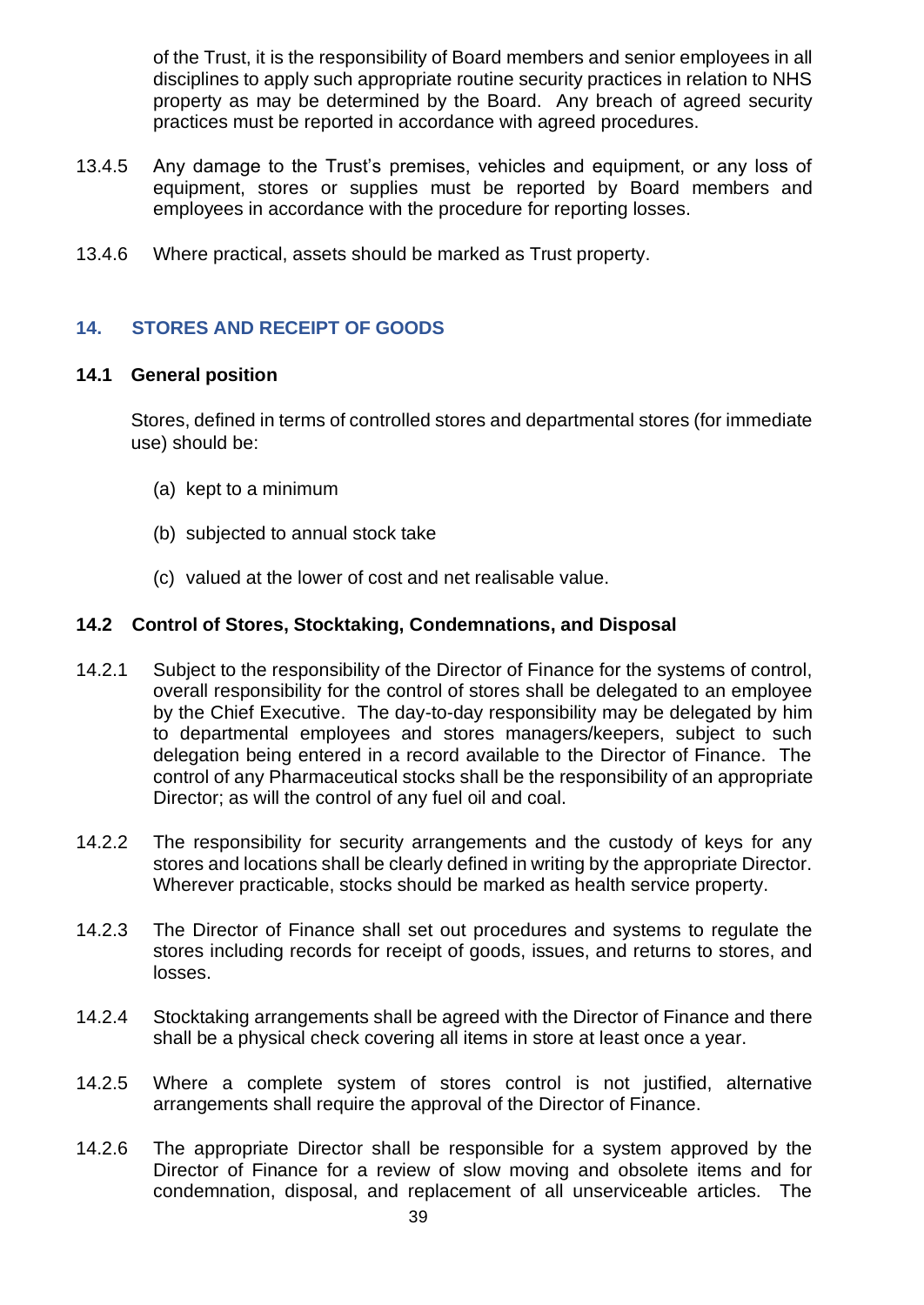of the Trust, it is the responsibility of Board members and senior employees in all disciplines to apply such appropriate routine security practices in relation to NHS property as may be determined by the Board. Any breach of agreed security practices must be reported in accordance with agreed procedures.

13.4.5 Any damage to the Trust's premises, vehicles and equipment, or any loss of equipment, stores or supplies must be reported by Board members and employees in accordance with the procedure for reporting losses.

13.4.6 Where practical, assets should be marked as Trust property.

## 14. STORES AND RECEIPT OF GOODS

### 14.1 General position

Stores, defined in terms of controlled stores and departmental stores (for immediate use) should be:

(a) kept to a minimum

(b) subjected to annual stock take

(c) valued at the lower of cost and net realisable value.

### 14.2 Control of Stores, Stocktaking, Condemnations, and Disposal

14.2.1 Subject to the responsibility of the Director of Finance for the systems of control, overall responsibility for the control of stores shall be delegated to an employee by the Chief Executive. The day-to-day responsibility may be delegated by him to departmental employees and stores managers/keepers, subject to such delegation being entered in a record available to the Director of Finance. The control of any Pharmaceutical stocks shall be the responsibility of an appropriate Director; as will the control of any fuel oil and coal.

14.2.2 The responsibility for security arrangements and the custody of keys for any stores and locations shall be clearly defined in writing by the appropriate Director. Wherever practicable, stocks should be marked as health service property.

14.2.3 The Director of Finance shall set out procedures and systems to regulate the stores including records for receipt of goods, issues, and returns to stores, and losses.

14.2.4 Stocktaking arrangements shall be agreed with the Director of Finance and there shall be a physical check covering all items in store at least once a year.

14.2.5 Where a complete system of stores control is not justified, alternative arrangements shall require the approval of the Director of Finance.

14.2.6 The appropriate Director shall be responsible for a system approved by the Director of Finance for a review of slow moving and obsolete items and for condemnation, disposal, and replacement of all unserviceable articles. The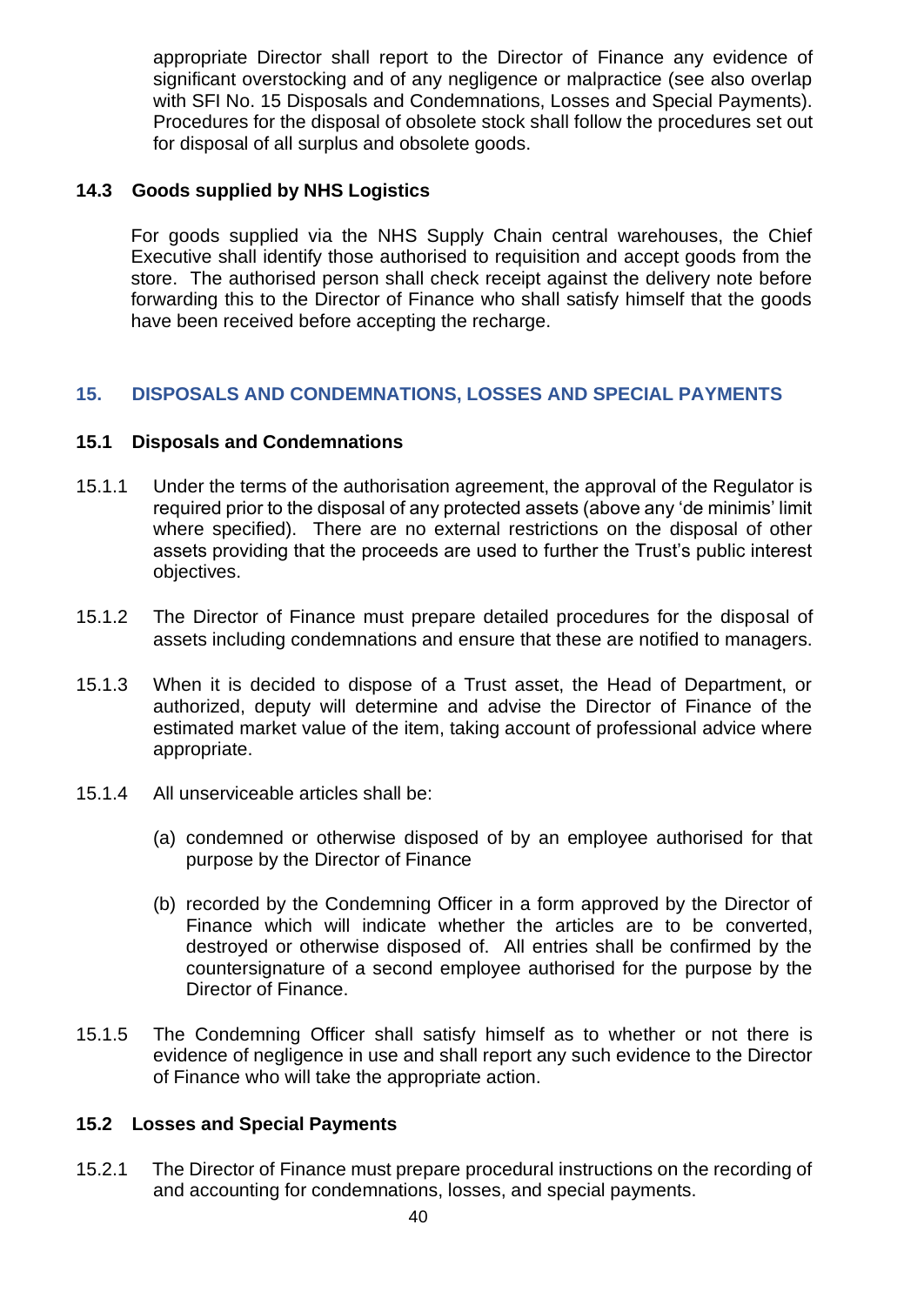appropriate Director shall report to the Director of Finance any evidence of significant overstocking and of any negligence or malpractice (see also overlap with SFI No. 15 Disposals and Condemnations, Losses and Special Payments). Procedures for the disposal of obsolete stock shall follow the procedures set out for disposal of all surplus and obsolete goods.

### 14.3 Goods supplied by NHS Logistics

For goods supplied via the NHS Supply Chain central warehouses, the Chief Executive shall identify those authorised to requisition and accept goods from the store. The authorised person shall check receipt against the delivery note before forwarding this to the Director of Finance who shall satisfy himself that the goods have been received before accepting the recharge.

## 15. DISPOSALS AND CONDEMNATIONS, LOSSES AND SPECIAL PAYMENTS

### 15.1 Disposals and Condemnations

15.1.1 Under the terms of the authorisation agreement, the approval of the Regulator is required prior to the disposal of any protected assets (above any 'de minimis' limit where specified). There are no external restrictions on the disposal of other assets providing that the proceeds are used to further the Trust's public interest objectives.

15.1.2 The Director of Finance must prepare detailed procedures for the disposal of assets including condemnations and ensure that these are notified to managers.

15.1.3 When it is decided to dispose of a Trust asset, the Head of Department, or authorized, deputy will determine and advise the Director of Finance of the estimated market value of the item, taking account of professional advice where appropriate.

15.1.4 All unserviceable articles shall be:

(a) condemned or otherwise disposed of by an employee authorised for that purpose by the Director of Finance

(b) recorded by the Condemning Officer in a form approved by the Director of Finance which will indicate whether the articles are to be converted, destroyed or otherwise disposed of. All entries shall be confirmed by the countersignature of a second employee authorised for the purpose by the Director of Finance.

15.1.5 The Condemning Officer shall satisfy himself as to whether or not there is evidence of negligence in use and shall report any such evidence to the Director of Finance who will take the appropriate action.

### 15.2 Losses and Special Payments

15.2.1 The Director of Finance must prepare procedural instructions on the recording of and accounting for condemnations, losses, and special payments.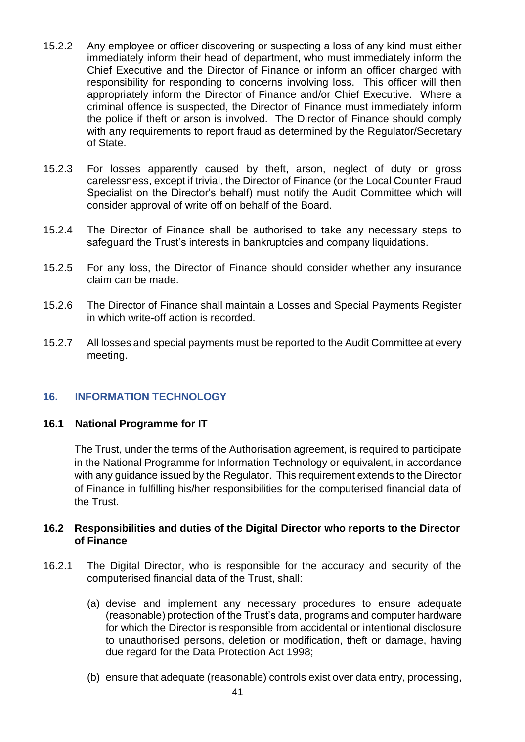15.2.2 Any employee or officer discovering or suspecting a loss of any kind must either immediately inform their head of department, who must immediately inform the Chief Executive and the Director of Finance or inform an officer charged with responsibility for responding to concerns involving loss. This officer will then appropriately inform the Director of Finance and/or Chief Executive. Where a criminal offence is suspected, the Director of Finance must immediately inform the police if theft or arson is involved. The Director of Finance should comply with any requirements to report fraud as determined by the Regulator/Secretary of State.

15.2.3 For losses apparently caused by theft, arson, neglect of duty or gross carelessness, except if trivial, the Director of Finance (or the Local Counter Fraud Specialist on the Director's behalf) must notify the Audit Committee which will consider approval of write off on behalf of the Board.

15.2.4 The Director of Finance shall be authorised to take any necessary steps to safeguard the Trust's interests in bankruptcies and company liquidations.

15.2.5 For any loss, the Director of Finance should consider whether any insurance claim can be made.

15.2.6 The Director of Finance shall maintain a Losses and Special Payments Register in which write-off action is recorded.

15.2.7 All losses and special payments must be reported to the Audit Committee at every meeting.

## 16. INFORMATION TECHNOLOGY

### 16.1 National Programme for IT

The Trust, under the terms of the Authorisation agreement, is required to participate in the National Programme for Information Technology or equivalent, in accordance with any guidance issued by the Regulator. This requirement extends to the Director of Finance in fulfilling his/her responsibilities for the computerised financial data of the Trust.

### 16.2 Responsibilities and duties of the Digital Director who reports to the Director of Finance

16.2.1 The Digital Director, who is responsible for the accuracy and security of the computerised financial data of the Trust, shall:

(a) devise and implement any necessary procedures to ensure adequate (reasonable) protection of the Trust's data, programs and computer hardware for which the Director is responsible from accidental or intentional disclosure to unauthorised persons, deletion or modification, theft or damage, having due regard for the Data Protection Act 1998;

(b) ensure that adequate (reasonable) controls exist over data entry, processing,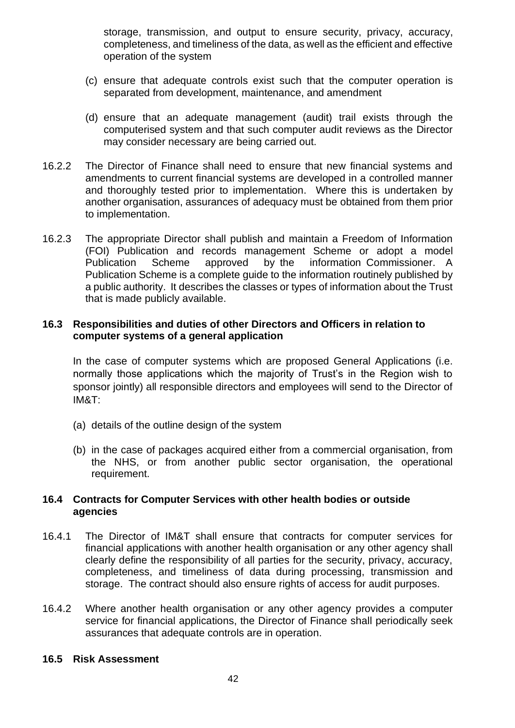storage, transmission, and output to ensure security, privacy, accuracy, completeness, and timeliness of the data, as well as the efficient and effective operation of the system

(c) ensure that adequate controls exist such that the computer operation is separated from development, maintenance, and amendment

(d) ensure that an adequate management (audit) trail exists through the computerised system and that such computer audit reviews as the Director may consider necessary are being carried out.

16.2.2 The Director of Finance shall need to ensure that new financial systems and amendments to current financial systems are developed in a controlled manner and thoroughly tested prior to implementation. Where this is undertaken by another organisation, assurances of adequacy must be obtained from them prior to implementation.

16.2.3 The appropriate Director shall publish and maintain a Freedom of Information (FOI) Publication and records management Scheme or adopt a model Publication Scheme approved by the information Commissioner. A Publication Scheme is a complete guide to the information routinely published by a public authority. It describes the classes or types of information about the Trust that is made publicly available.

### 16.3 Responsibilities and duties of other Directors and Officers in relation to computer systems of a general application

In the case of computer systems which are proposed General Applications (i.e. normally those applications which the majority of Trust's in the Region wish to sponsor jointly) all responsible directors and employees will send to the Director of IM&T:

(a) details of the outline design of the system

(b) in the case of packages acquired either from a commercial organisation, from the NHS, or from another public sector organisation, the operational requirement.

### 16.4 Contracts for Computer Services with other health bodies or outside agencies

16.4.1 The Director of IM&T shall ensure that contracts for computer services for financial applications with another health organisation or any other agency shall clearly define the responsibility of all parties for the security, privacy, accuracy, completeness, and timeliness of data during processing, transmission and storage. The contract should also ensure rights of access for audit purposes.

16.4.2 Where another health organisation or any other agency provides a computer service for financial applications, the Director of Finance shall periodically seek assurances that adequate controls are in operation.

### 16.5 Risk Assessment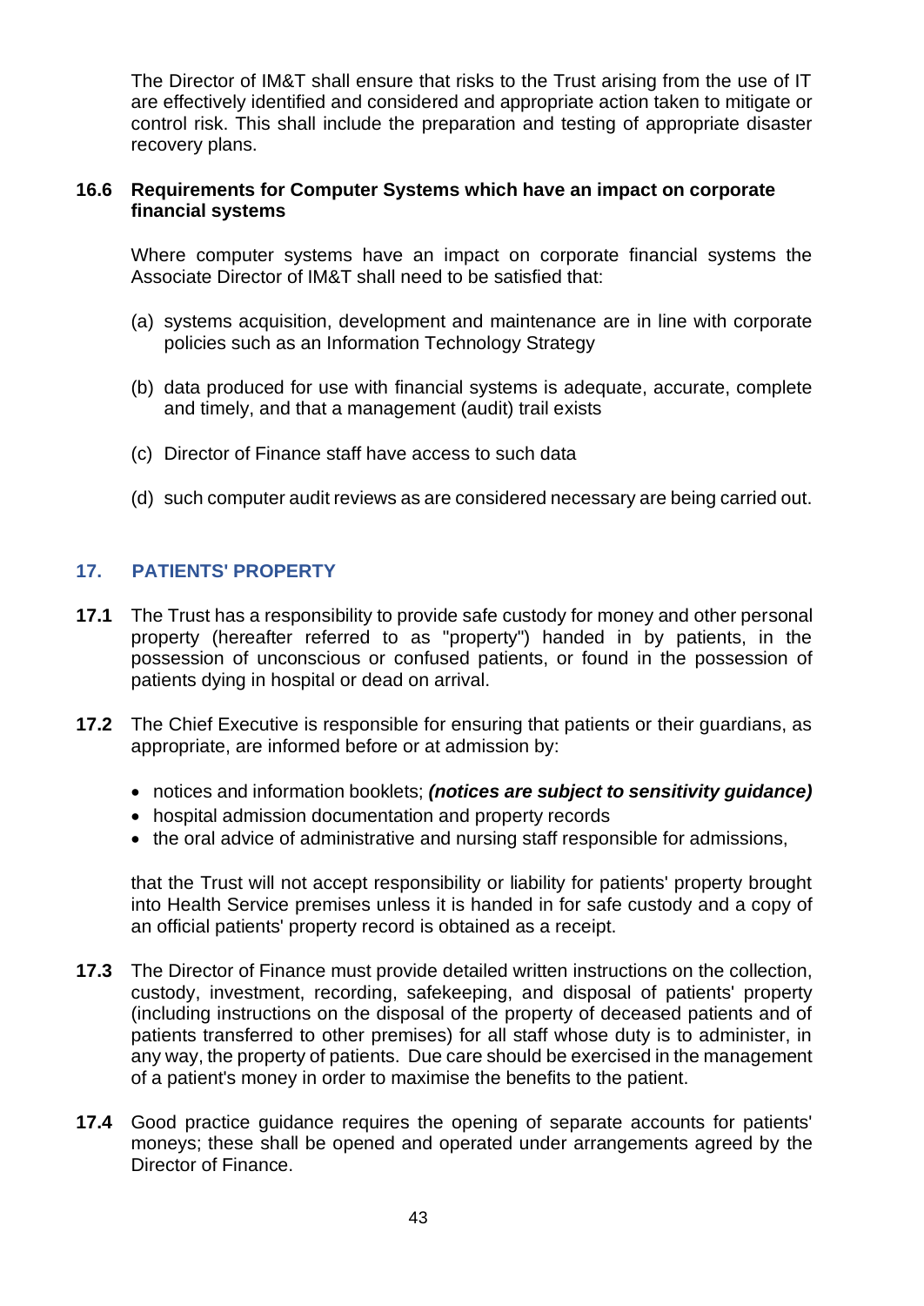The Director of IM&T shall ensure that risks to the Trust arising from the use of IT are effectively identified and considered and appropriate action taken to mitigate or control risk. This shall include the preparation and testing of appropriate disaster recovery plans.

### 16.6 Requirements for Computer Systems which have an impact on corporate financial systems

Where computer systems have an impact on corporate financial systems the Associate Director of IM&T shall need to be satisfied that:

(a) systems acquisition, development and maintenance are in line with corporate policies such as an Information Technology Strategy

(b) data produced for use with financial systems is adequate, accurate, complete and timely, and that a management (audit) trail exists

(c) Director of Finance staff have access to such data

(d) such computer audit reviews as are considered necessary are being carried out.

## 17. PATIENTS' PROPERTY

**17.1** The Trust has a responsibility to provide safe custody for money and other personal property (hereafter referred to as "property") handed in by patients, in the possession of unconscious or confused patients, or found in the possession of patients dying in hospital or dead on arrival.

**17.2** The Chief Executive is responsible for ensuring that patients or their guardians, as appropriate, are informed before or at admission by:

- notices and information booklets; ***(notices are subject to sensitivity guidance)***
- hospital admission documentation and property records
- the oral advice of administrative and nursing staff responsible for admissions,

that the Trust will not accept responsibility or liability for patients' property brought into Health Service premises unless it is handed in for safe custody and a copy of an official patients' property record is obtained as a receipt.

**17.3** The Director of Finance must provide detailed written instructions on the collection, custody, investment, recording, safekeeping, and disposal of patients' property (including instructions on the disposal of the property of deceased patients and of patients transferred to other premises) for all staff whose duty is to administer, in any way, the property of patients. Due care should be exercised in the management of a patient's money in order to maximise the benefits to the patient.

**17.4** Good practice guidance requires the opening of separate accounts for patients' moneys; these shall be opened and operated under arrangements agreed by the Director of Finance.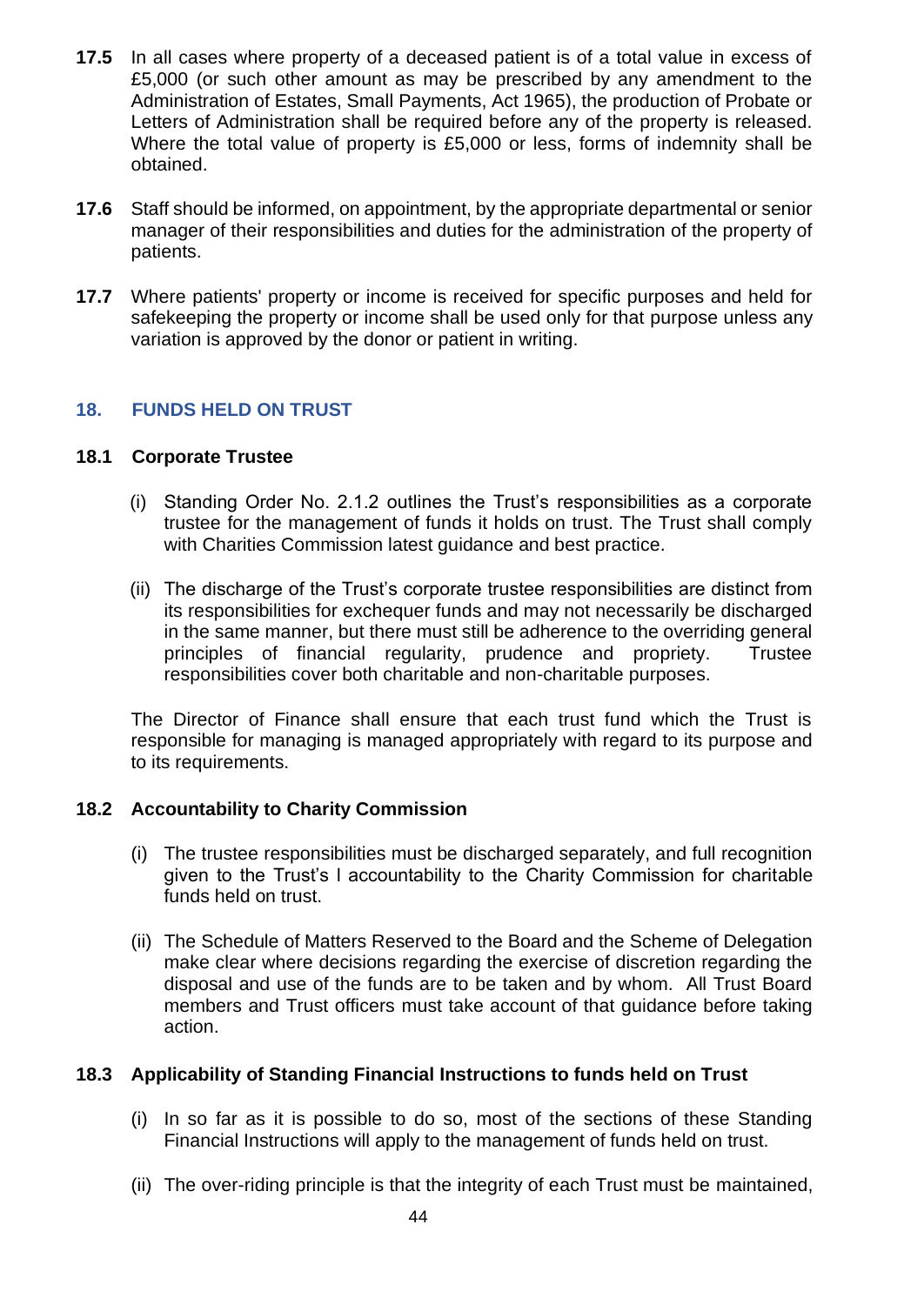**17.5** In all cases where property of a deceased patient is of a total value in excess of £5,000 (or such other amount as may be prescribed by any amendment to the Administration of Estates, Small Payments, Act 1965), the production of Probate or Letters of Administration shall be required before any of the property is released. Where the total value of property is £5,000 or less, forms of indemnity shall be obtained.

**17.6** Staff should be informed, on appointment, by the appropriate departmental or senior manager of their responsibilities and duties for the administration of the property of patients.

**17.7** Where patients' property or income is received for specific purposes and held for safekeeping the property or income shall be used only for that purpose unless any variation is approved by the donor or patient in writing.

## 18. FUNDS HELD ON TRUST

### 18.1 Corporate Trustee

(i) Standing Order No. 2.1.2 outlines the Trust's responsibilities as a corporate trustee for the management of funds it holds on trust. The Trust shall comply with Charities Commission latest guidance and best practice.

(ii) The discharge of the Trust's corporate trustee responsibilities are distinct from its responsibilities for exchequer funds and may not necessarily be discharged in the same manner, but there must still be adherence to the overriding general principles of financial regularity, prudence and propriety. Trustee responsibilities cover both charitable and non-charitable purposes.

The Director of Finance shall ensure that each trust fund which the Trust is responsible for managing is managed appropriately with regard to its purpose and to its requirements.

### 18.2 Accountability to Charity Commission

(i) The trustee responsibilities must be discharged separately, and full recognition given to the Trust's l accountability to the Charity Commission for charitable funds held on trust.

(ii) The Schedule of Matters Reserved to the Board and the Scheme of Delegation make clear where decisions regarding the exercise of discretion regarding the disposal and use of the funds are to be taken and by whom. All Trust Board members and Trust officers must take account of that guidance before taking action.

### 18.3 Applicability of Standing Financial Instructions to funds held on Trust

(i) In so far as it is possible to do so, most of the sections of these Standing Financial Instructions will apply to the management of funds held on trust.

(ii) The over-riding principle is that the integrity of each Trust must be maintained,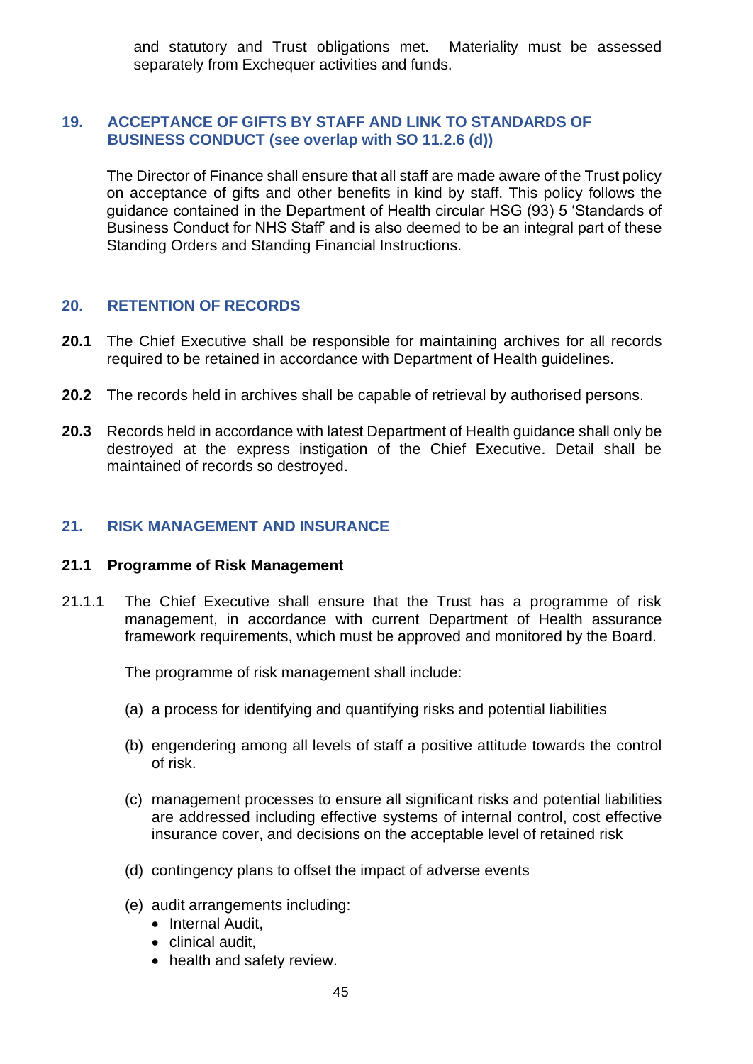and statutory and Trust obligations met. Materiality must be assessed separately from Exchequer activities and funds.

## 19. ACCEPTANCE OF GIFTS BY STAFF AND LINK TO STANDARDS OF BUSINESS CONDUCT (see overlap with SO 11.2.6 (d))

The Director of Finance shall ensure that all staff are made aware of the Trust policy on acceptance of gifts and other benefits in kind by staff. This policy follows the guidance contained in the Department of Health circular HSG (93) 5 'Standards of Business Conduct for NHS Staff' and is also deemed to be an integral part of these Standing Orders and Standing Financial Instructions.

## 20. RETENTION OF RECORDS

**20.1** The Chief Executive shall be responsible for maintaining archives for all records required to be retained in accordance with Department of Health guidelines.

**20.2** The records held in archives shall be capable of retrieval by authorised persons.

**20.3** Records held in accordance with latest Department of Health guidance shall only be destroyed at the express instigation of the Chief Executive. Detail shall be maintained of records so destroyed.

## 21. RISK MANAGEMENT AND INSURANCE

### 21.1 Programme of Risk Management

21.1.1 The Chief Executive shall ensure that the Trust has a programme of risk management, in accordance with current Department of Health assurance framework requirements, which must be approved and monitored by the Board.

The programme of risk management shall include:

(a) a process for identifying and quantifying risks and potential liabilities

(b) engendering among all levels of staff a positive attitude towards the control of risk.

(c) management processes to ensure all significant risks and potential liabilities are addressed including effective systems of internal control, cost effective insurance cover, and decisions on the acceptable level of retained risk

(d) contingency plans to offset the impact of adverse events

(e) audit arrangements including:
- Internal Audit,
- clinical audit,
- health and safety review.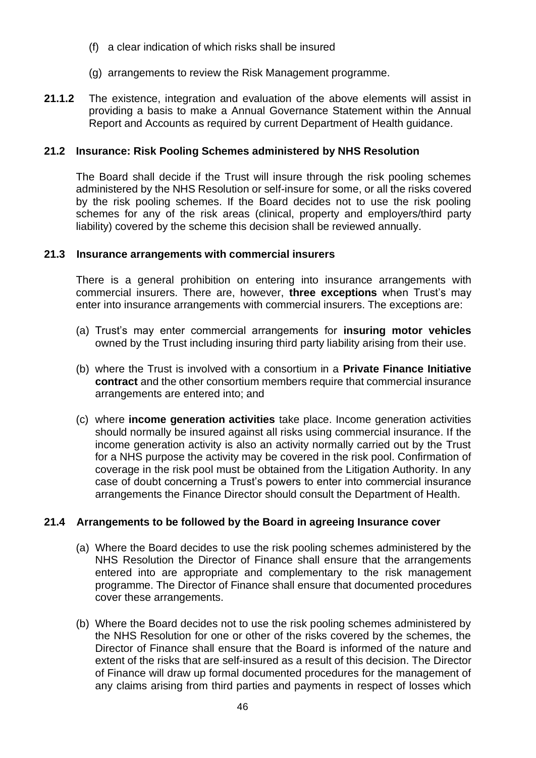(f) a clear indication of which risks shall be insured

(g) arrangements to review the Risk Management programme.

**21.1.2** The existence, integration and evaluation of the above elements will assist in providing a basis to make a Annual Governance Statement within the Annual Report and Accounts as required by current Department of Health guidance.

### 21.2 Insurance: Risk Pooling Schemes administered by NHS Resolution

The Board shall decide if the Trust will insure through the risk pooling schemes administered by the NHS Resolution or self-insure for some, or all the risks covered by the risk pooling schemes. If the Board decides not to use the risk pooling schemes for any of the risk areas (clinical, property and employers/third party liability) covered by the scheme this decision shall be reviewed annually.

### 21.3 Insurance arrangements with commercial insurers

There is a general prohibition on entering into insurance arrangements with commercial insurers. There are, however, **three exceptions** when Trust's may enter into insurance arrangements with commercial insurers. The exceptions are:

(a) Trust's may enter commercial arrangements for **insuring motor vehicles** owned by the Trust including insuring third party liability arising from their use.

(b) where the Trust is involved with a consortium in a **Private Finance Initiative contract** and the other consortium members require that commercial insurance arrangements are entered into; and

(c) where **income generation activities** take place. Income generation activities should normally be insured against all risks using commercial insurance. If the income generation activity is also an activity normally carried out by the Trust for a NHS purpose the activity may be covered in the risk pool. Confirmation of coverage in the risk pool must be obtained from the Litigation Authority. In any case of doubt concerning a Trust's powers to enter into commercial insurance arrangements the Finance Director should consult the Department of Health.

### 21.4 Arrangements to be followed by the Board in agreeing Insurance cover

(a) Where the Board decides to use the risk pooling schemes administered by the NHS Resolution the Director of Finance shall ensure that the arrangements entered into are appropriate and complementary to the risk management programme. The Director of Finance shall ensure that documented procedures cover these arrangements.

(b) Where the Board decides not to use the risk pooling schemes administered by the NHS Resolution for one or other of the risks covered by the schemes, the Director of Finance shall ensure that the Board is informed of the nature and extent of the risks that are self-insured as a result of this decision. The Director of Finance will draw up formal documented procedures for the management of any claims arising from third parties and payments in respect of losses which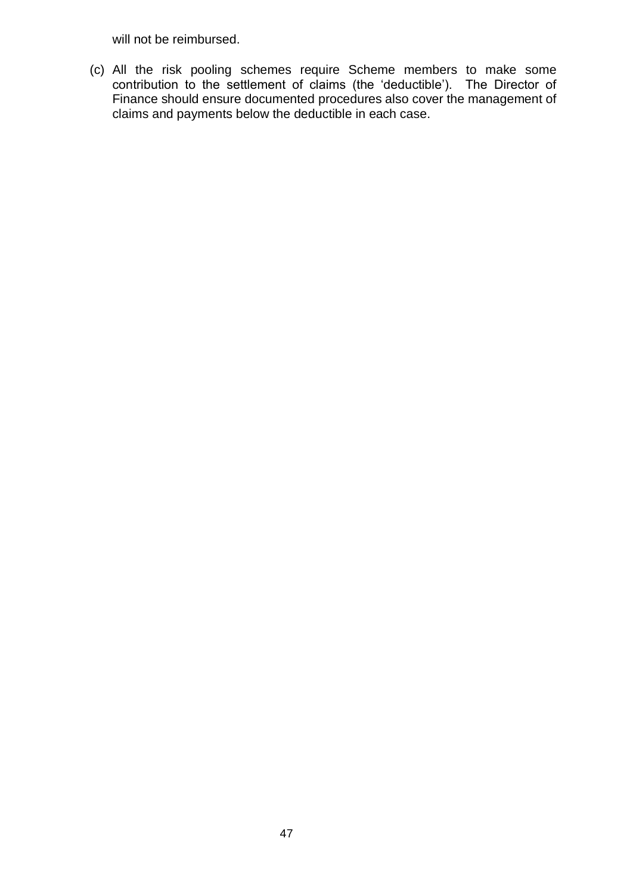will not be reimbursed.

(c) All the risk pooling schemes require Scheme members to make some contribution to the settlement of claims (the 'deductible'). The Director of Finance should ensure documented procedures also cover the management of claims and payments below the deductible in each case.